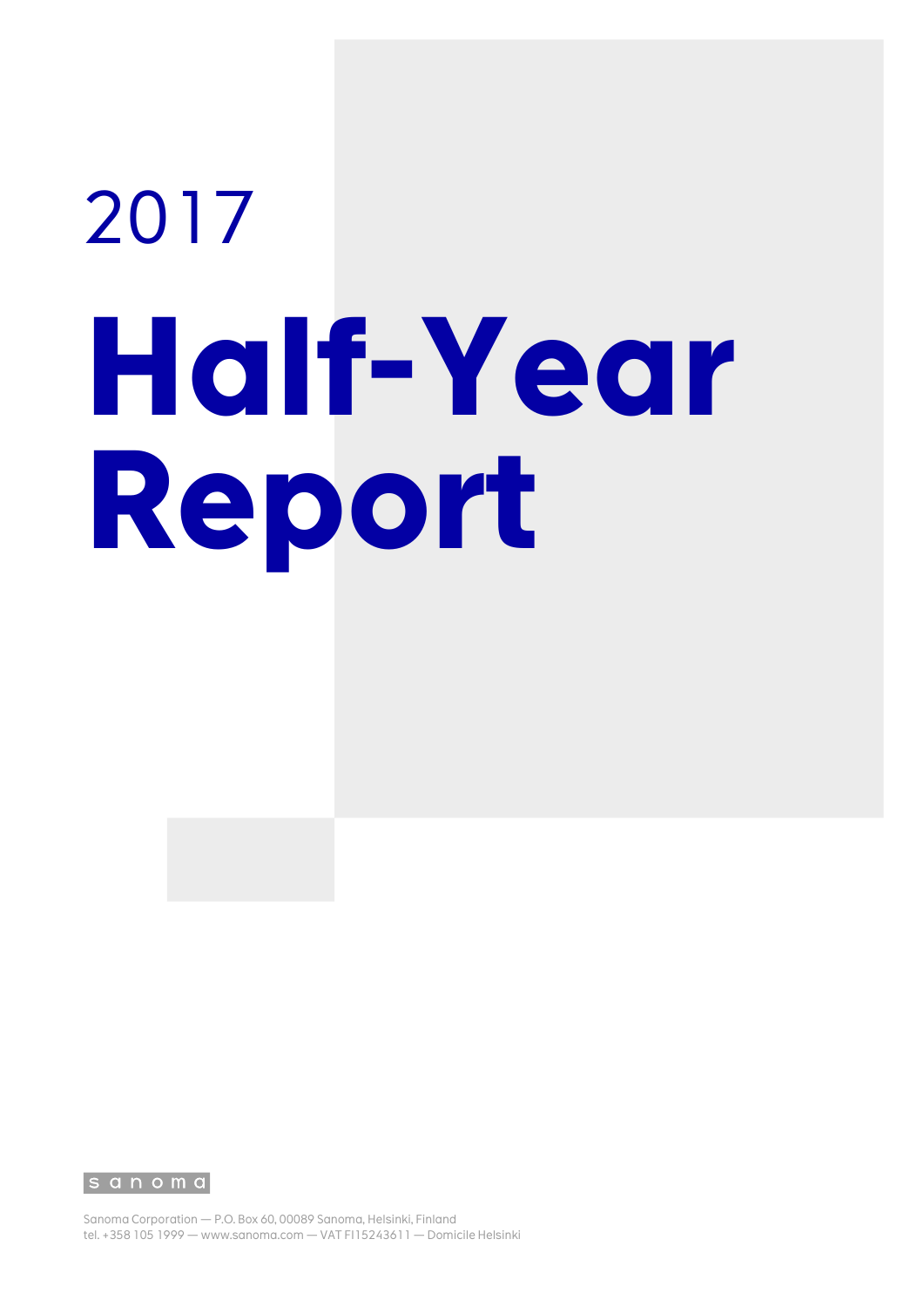2017

# Half-Year Report

sanoma

Sanoma Corporation — P.O. Box 60, 00089 Sanoma, Helsinki, Finland
tel. +358 105 1999 — www.sanoma.com — VAT FI15243611 — Domicile Helsinki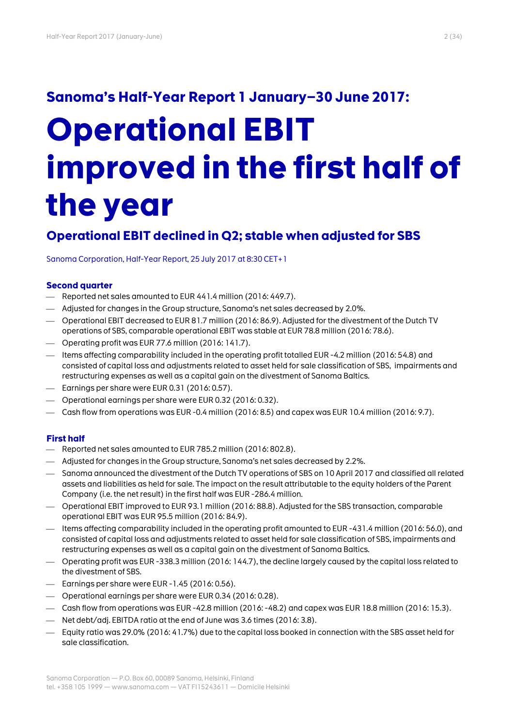## Sanoma's Half-Year Report 1 January–30 June 2017:

# Operational EBIT improved in the first half of the year

## Operational EBIT declined in Q2; stable when adjusted for SBS

Sanoma Corporation, Half-Year Report, 25 July 2017 at 8:30 CET+1

### Second quarter

- Reported net sales amounted to EUR 441.4 million (2016: 449.7).
- Adjusted for changes in the Group structure, Sanoma's net sales decreased by 2.0%.
- Operational EBIT decreased to EUR 81.7 million (2016: 86.9). Adjusted for the divestment of the Dutch TV operations of SBS, comparable operational EBIT was stable at EUR 78.8 million (2016: 78.6).
- Operating profit was EUR 77.6 million (2016: 141.7).
- Items affecting comparability included in the operating profit totalled EUR -4.2 million (2016: 54.8) and consisted of capital loss and adjustments related to asset held for sale classification of SBS, impairments and restructuring expenses as well as a capital gain on the divestment of Sanoma Baltics.
- Earnings per share were EUR 0.31 (2016: 0.57).
- Operational earnings per share were EUR 0.32 (2016: 0.32).
- Cash flow from operations was EUR -0.4 million (2016: 8.5) and capex was EUR 10.4 million (2016: 9.7).

### First half

- Reported net sales amounted to EUR 785.2 million (2016: 802.8).
- Adjusted for changes in the Group structure, Sanoma's net sales decreased by 2.2%.
- Sanoma announced the divestment of the Dutch TV operations of SBS on 10 April 2017 and classified all related assets and liabilities as held for sale. The impact on the result attributable to the equity holders of the Parent Company (i.e. the net result) in the first half was EUR -286.4 million.
- Operational EBIT improved to EUR 93.1 million (2016: 88.8). Adjusted for the SBS transaction, comparable operational EBIT was EUR 95.5 million (2016: 84.9).
- Items affecting comparability included in the operating profit amounted to EUR -431.4 million (2016: 56.0), and consisted of capital loss and adjustments related to asset held for sale classification of SBS, impairments and restructuring expenses as well as a capital gain on the divestment of Sanoma Baltics.
- Operating profit was EUR -338.3 million (2016: 144.7), the decline largely caused by the capital loss related to the divestment of SBS.
- Earnings per share were EUR -1.45 (2016: 0.56).
- Operational earnings per share were EUR 0.34 (2016: 0.28).
- Cash flow from operations was EUR -42.8 million (2016: -48.2) and capex was EUR 18.8 million (2016: 15.3).
- Net debt/adj. EBITDA ratio at the end of June was 3.6 times (2016: 3.8).
- Equity ratio was 29.0% (2016: 41.7%) due to the capital loss booked in connection with the SBS asset held for sale classification.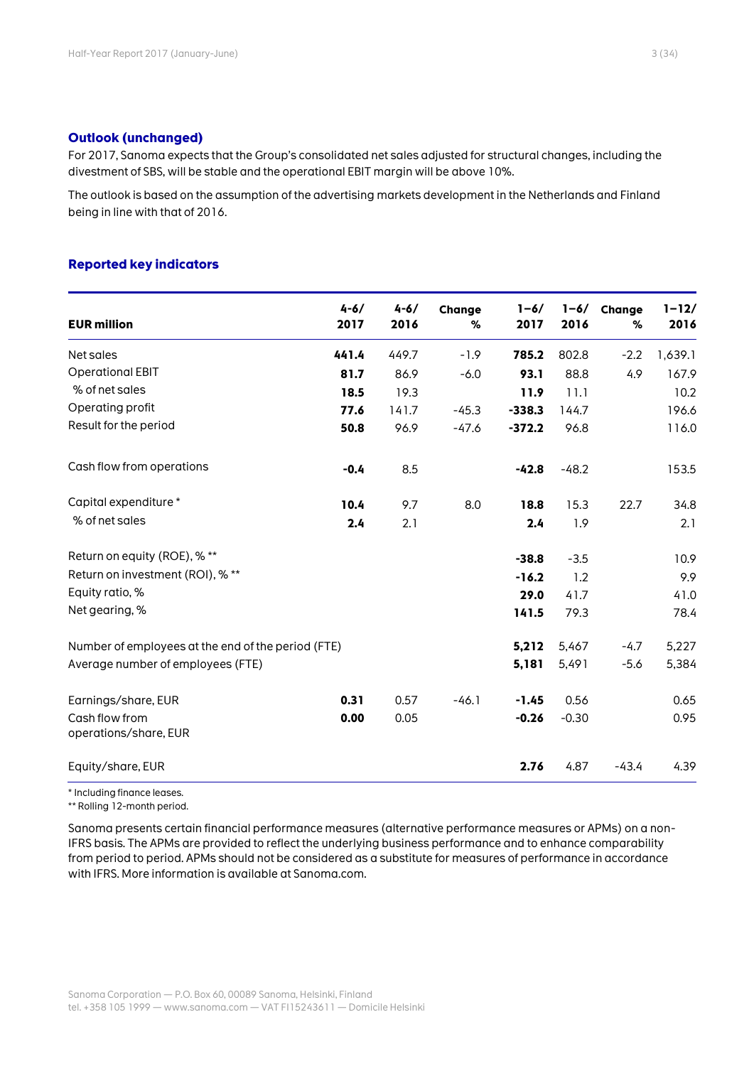## Outlook (unchanged)

For 2017, Sanoma expects that the Group's consolidated net sales adjusted for structural changes, including the divestment of SBS, will be stable and the operational EBIT margin will be above 10%.

The outlook is based on the assumption of the advertising markets development in the Netherlands and Finland being in line with that of 2016.

## Reported key indicators

| EUR million | 4-6/ 2017 | 4-6/ 2016 | Change % | 1–6/ 2017 | 1–6/ 2016 | Change % | 1–12/ 2016 |
|---|---|---|---|---|---|---|---|
| Net sales | **441.4** | 449.7 | -1.9 | **785.2** | 802.8 | -2.2 | 1,639.1 |
| Operational EBIT | **81.7** | 86.9 | -6.0 | **93.1** | 88.8 | 4.9 | 167.9 |
| % of net sales | **18.5** | 19.3 | | **11.9** | 11.1 | | 10.2 |
| Operating profit | **77.6** | 141.7 | -45.3 | **-338.3** | 144.7 | | 196.6 |
| Result for the period | **50.8** | 96.9 | -47.6 | **-372.2** | 96.8 | | 116.0 |
| Cash flow from operations | **-0.4** | 8.5 | | **-42.8** | -48.2 | | 153.5 |
| Capital expenditure * | **10.4** | 9.7 | 8.0 | **18.8** | 15.3 | 22.7 | 34.8 |
| % of net sales | **2.4** | 2.1 | | **2.4** | 1.9 | | 2.1 |
| Return on equity (ROE), % ** | | | | **-38.8** | -3.5 | | 10.9 |
| Return on investment (ROI), % ** | | | | **-16.2** | 1.2 | | 9.9 |
| Equity ratio, % | | | | **29.0** | 41.7 | | 41.0 |
| Net gearing, % | | | | **141.5** | 79.3 | | 78.4 |
| Number of employees at the end of the period (FTE) | | | | **5,212** | 5,467 | -4.7 | 5,227 |
| Average number of employees (FTE) | | | | **5,181** | 5,491 | -5.6 | 5,384 |
| Earnings/share, EUR | **0.31** | 0.57 | -46.1 | **-1.45** | 0.56 | | 0.65 |
| Cash flow from operations/share, EUR | **0.00** | 0.05 | | **-0.26** | -0.30 | | 0.95 |
| Equity/share, EUR | | | | **2.76** | 4.87 | -43.4 | 4.39 |

\* Including finance leases.
\** Rolling 12-month period.

Sanoma presents certain financial performance measures (alternative performance measures or APMs) on a non-IFRS basis. The APMs are provided to reflect the underlying business performance and to enhance comparability from period to period. APMs should not be considered as a substitute for measures of performance in accordance with IFRS. More information is available at Sanoma.com.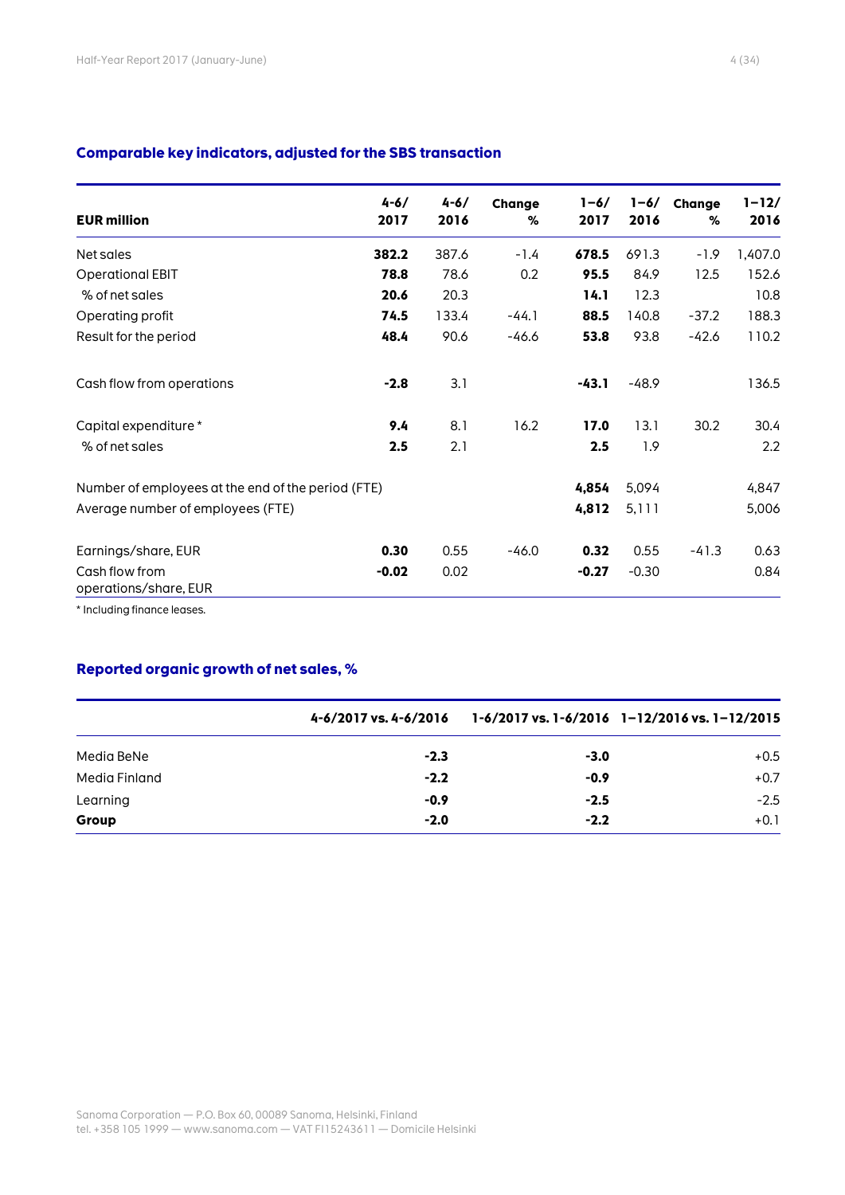### Comparable key indicators, adjusted for the SBS transaction

| EUR million | 4-6/ 2017 | 4-6/ 2016 | Change % | 1–6/ 2017 | 1–6/ 2016 | Change % | 1–12/ 2016 |
|---|---|---|---|---|---|---|---|
| Net sales | **382.2** | 387.6 | -1.4 | **678.5** | 691.3 | -1.9 | 1,407.0 |
| Operational EBIT | **78.8** | 78.6 | 0.2 | **95.5** | 84.9 | 12.5 | 152.6 |
| % of net sales | **20.6** | 20.3 | | **14.1** | 12.3 | | 10.8 |
| Operating profit | **74.5** | 133.4 | -44.1 | **88.5** | 140.8 | -37.2 | 188.3 |
| Result for the period | **48.4** | 90.6 | -46.6 | **53.8** | 93.8 | -42.6 | 110.2 |
| | | | | | | | |
| Cash flow from operations | **-2.8** | 3.1 | | **-43.1** | -48.9 | | 136.5 |
| | | | | | | | |
| Capital expenditure * | **9.4** | 8.1 | 16.2 | **17.0** | 13.1 | 30.2 | 30.4 |
| % of net sales | **2.5** | 2.1 | | **2.5** | 1.9 | | 2.2 |
| | | | | | | | |
| Number of employees at the end of the period (FTE) | | | | **4,854** | 5,094 | | 4,847 |
| Average number of employees (FTE) | | | | **4,812** | 5,111 | | 5,006 |
| | | | | | | | |
| Earnings/share, EUR | **0.30** | 0.55 | -46.0 | **0.32** | 0.55 | -41.3 | 0.63 |
| Cash flow from operations/share, EUR | **-0.02** | 0.02 | | **-0.27** | -0.30 | | 0.84 |

* Including finance leases.

### Reported organic growth of net sales, %

| | 4-6/2017 vs. 4-6/2016 | 1-6/2017 vs. 1-6/2016 | 1–12/2016 vs. 1–12/2015 |
|---|---|---|---|
| Media BeNe | **-2.3** | **-3.0** | +0.5 |
| Media Finland | **-2.2** | **-0.9** | +0.7 |
| Learning | **-0.9** | **-2.5** | -2.5 |
| **Group** | **-2.0** | **-2.2** | +0.1 |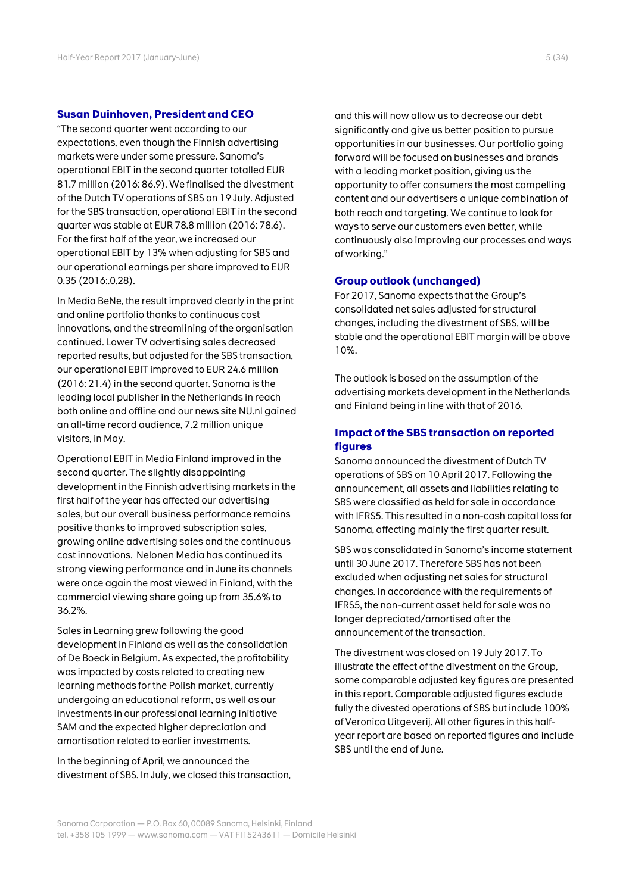## Susan Duinhoven, President and CEO

"The second quarter went according to our expectations, even though the Finnish advertising markets were under some pressure. Sanoma's operational EBIT in the second quarter totalled EUR 81.7 million (2016: 86.9). We finalised the divestment of the Dutch TV operations of SBS on 19 July. Adjusted for the SBS transaction, operational EBIT in the second quarter was stable at EUR 78.8 million (2016: 78.6). For the first half of the year, we increased our operational EBIT by 13% when adjusting for SBS and our operational earnings per share improved to EUR 0.35 (2016:.0.28).

In Media BeNe, the result improved clearly in the print and online portfolio thanks to continuous cost innovations, and the streamlining of the organisation continued. Lower TV advertising sales decreased reported results, but adjusted for the SBS transaction, our operational EBIT improved to EUR 24.6 million (2016: 21.4) in the second quarter. Sanoma is the leading local publisher in the Netherlands in reach both online and offline and our news site NU.nl gained an all-time record audience, 7.2 million unique visitors, in May.

Operational EBIT in Media Finland improved in the second quarter. The slightly disappointing development in the Finnish advertising markets in the first half of the year has affected our advertising sales, but our overall business performance remains positive thanks to improved subscription sales, growing online advertising sales and the continuous cost innovations. Nelonen Media has continued its strong viewing performance and in June its channels were once again the most viewed in Finland, with the commercial viewing share going up from 35.6% to 36.2%.

Sales in Learning grew following the good development in Finland as well as the consolidation of De Boeck in Belgium. As expected, the profitability was impacted by costs related to creating new learning methods for the Polish market, currently undergoing an educational reform, as well as our investments in our professional learning initiative SAM and the expected higher depreciation and amortisation related to earlier investments.

In the beginning of April, we announced the divestment of SBS. In July, we closed this transaction, and this will now allow us to decrease our debt significantly and give us better position to pursue opportunities in our businesses. Our portfolio going forward will be focused on businesses and brands with a leading market position, giving us the opportunity to offer consumers the most compelling content and our advertisers a unique combination of both reach and targeting. We continue to look for ways to serve our customers even better, while continuously also improving our processes and ways of working."

## Group outlook (unchanged)

For 2017, Sanoma expects that the Group's consolidated net sales adjusted for structural changes, including the divestment of SBS, will be stable and the operational EBIT margin will be above 10%.

The outlook is based on the assumption of the advertising markets development in the Netherlands and Finland being in line with that of 2016.

## Impact of the SBS transaction on reported figures

Sanoma announced the divestment of Dutch TV operations of SBS on 10 April 2017. Following the announcement, all assets and liabilities relating to SBS were classified as held for sale in accordance with IFRS5. This resulted in a non-cash capital loss for Sanoma, affecting mainly the first quarter result.

SBS was consolidated in Sanoma's income statement until 30 June 2017. Therefore SBS has not been excluded when adjusting net sales for structural changes. In accordance with the requirements of IFRS5, the non-current asset held for sale was no longer depreciated/amortised after the announcement of the transaction.

The divestment was closed on 19 July 2017. To illustrate the effect of the divestment on the Group, some comparable adjusted key figures are presented in this report. Comparable adjusted figures exclude fully the divested operations of SBS but include 100% of Veronica Uitgeverij. All other figures in this half-year report are based on reported figures and include SBS until the end of June.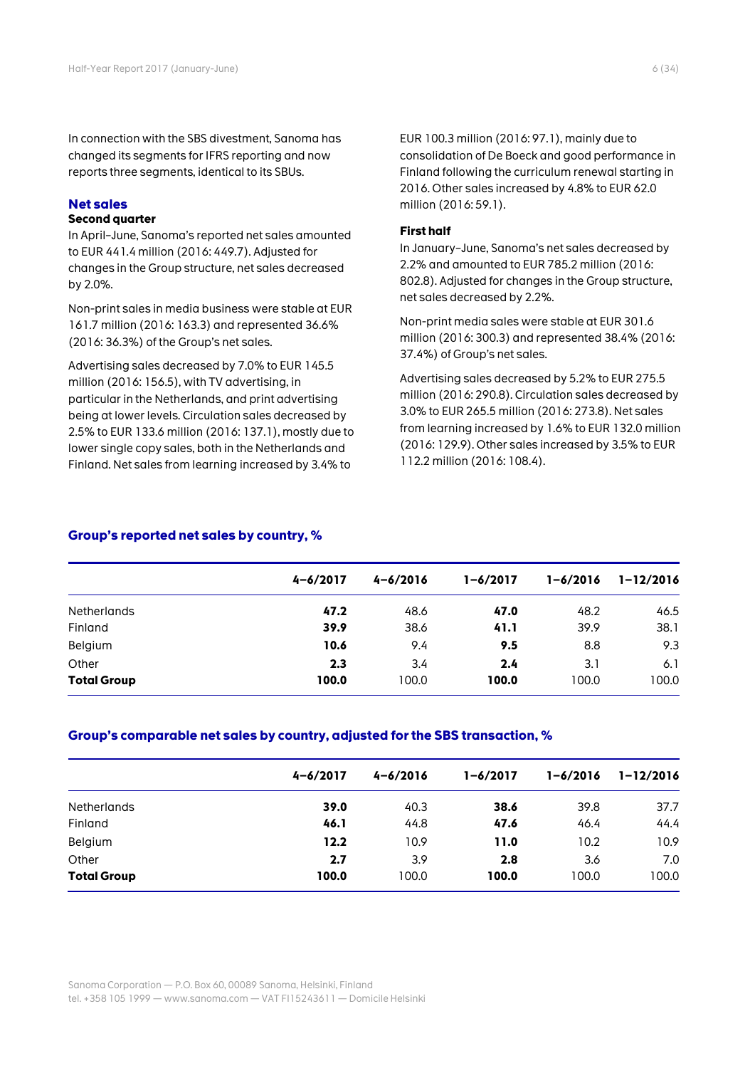In connection with the SBS divestment, Sanoma has changed its segments for IFRS reporting and now reports three segments, identical to its SBUs.

## Net sales

### Second quarter

In April–June, Sanoma's reported net sales amounted to EUR 441.4 million (2016: 449.7). Adjusted for changes in the Group structure, net sales decreased by 2.0%.

Non-print sales in media business were stable at EUR 161.7 million (2016: 163.3) and represented 36.6% (2016: 36.3%) of the Group's net sales.

Advertising sales decreased by 7.0% to EUR 145.5 million (2016: 156.5), with TV advertising, in particular in the Netherlands, and print advertising being at lower levels. Circulation sales decreased by 2.5% to EUR 133.6 million (2016: 137.1), mostly due to lower single copy sales, both in the Netherlands and Finland. Net sales from learning increased by 3.4% to EUR 100.3 million (2016: 97.1), mainly due to consolidation of De Boeck and good performance in Finland following the curriculum renewal starting in 2016. Other sales increased by 4.8% to EUR 62.0 million (2016: 59.1).

### First half

In January–June, Sanoma's net sales decreased by 2.2% and amounted to EUR 785.2 million (2016: 802.8). Adjusted for changes in the Group structure, net sales decreased by 2.2%.

Non-print media sales were stable at EUR 301.6 million (2016: 300.3) and represented 38.4% (2016: 37.4%) of Group's net sales.

Advertising sales decreased by 5.2% to EUR 275.5 million (2016: 290.8). Circulation sales decreased by 3.0% to EUR 265.5 million (2016: 273.8). Net sales from learning increased by 1.6% to EUR 132.0 million (2016: 129.9). Other sales increased by 3.5% to EUR 112.2 million (2016: 108.4).

### Group's reported net sales by country, %

| | 4–6/2017 | 4–6/2016 | 1–6/2017 | 1–6/2016 | 1–12/2016 |
|---|---|---|---|---|---|
| Netherlands | **47.2** | 48.6 | **47.0** | 48.2 | 46.5 |
| Finland | **39.9** | 38.6 | **41.1** | 39.9 | 38.1 |
| Belgium | **10.6** | 9.4 | **9.5** | 8.8 | 9.3 |
| Other | **2.3** | 3.4 | **2.4** | 3.1 | 6.1 |
| **Total Group** | **100.0** | 100.0 | **100.0** | 100.0 | 100.0 |

### Group's comparable net sales by country, adjusted for the SBS transaction, %

| | 4–6/2017 | 4–6/2016 | 1–6/2017 | 1–6/2016 | 1–12/2016 |
|---|---|---|---|---|---|
| Netherlands | **39.0** | 40.3 | **38.6** | 39.8 | 37.7 |
| Finland | **46.1** | 44.8 | **47.6** | 46.4 | 44.4 |
| Belgium | **12.2** | 10.9 | **11.0** | 10.2 | 10.9 |
| Other | **2.7** | 3.9 | **2.8** | 3.6 | 7.0 |
| **Total Group** | **100.0** | 100.0 | **100.0** | 100.0 | 100.0 |

Sanoma Corporation — P.O. Box 60, 00089 Sanoma, Helsinki, Finland
tel. +358 105 1999 — www.sanoma.com — VAT FI15243611 — Domicile Helsinki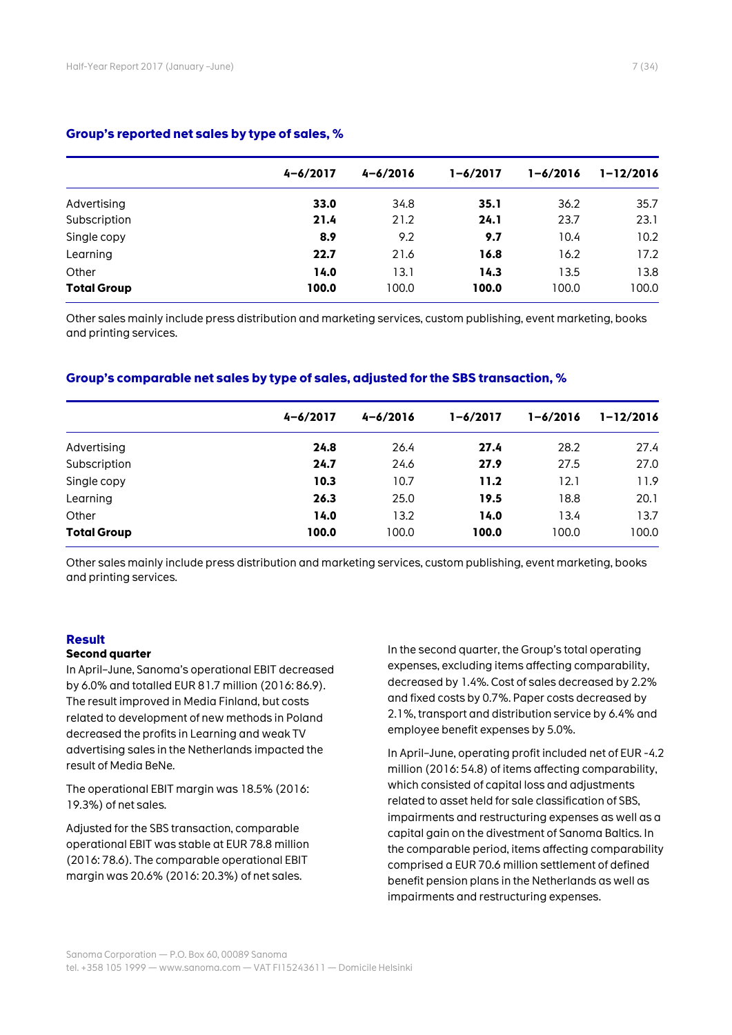### Group's reported net sales by type of sales, %

| | 4–6/2017 | 4–6/2016 | 1–6/2017 | 1–6/2016 | 1–12/2016 |
|---|---|---|---|---|---|
| Advertising | **33.0** | 34.8 | **35.1** | 36.2 | 35.7 |
| Subscription | **21.4** | 21.2 | **24.1** | 23.7 | 23.1 |
| Single copy | **8.9** | 9.2 | **9.7** | 10.4 | 10.2 |
| Learning | **22.7** | 21.6 | **16.8** | 16.2 | 17.2 |
| Other | **14.0** | 13.1 | **14.3** | 13.5 | 13.8 |
| **Total Group** | **100.0** | 100.0 | **100.0** | 100.0 | 100.0 |

Other sales mainly include press distribution and marketing services, custom publishing, event marketing, books and printing services.

### Group's comparable net sales by type of sales, adjusted for the SBS transaction, %

| | 4–6/2017 | 4–6/2016 | 1–6/2017 | 1–6/2016 | 1–12/2016 |
|---|---|---|---|---|---|
| Advertising | **24.8** | 26.4 | **27.4** | 28.2 | 27.4 |
| Subscription | **24.7** | 24.6 | **27.9** | 27.5 | 27.0 |
| Single copy | **10.3** | 10.7 | **11.2** | 12.1 | 11.9 |
| Learning | **26.3** | 25.0 | **19.5** | 18.8 | 20.1 |
| Other | **14.0** | 13.2 | **14.0** | 13.4 | 13.7 |
| **Total Group** | **100.0** | 100.0 | **100.0** | 100.0 | 100.0 |

Other sales mainly include press distribution and marketing services, custom publishing, event marketing, books and printing services.

## Result

### Second quarter

In April–June, Sanoma's operational EBIT decreased by 6.0% and totalled EUR 81.7 million (2016: 86.9). The result improved in Media Finland, but costs related to development of new methods in Poland decreased the profits in Learning and weak TV advertising sales in the Netherlands impacted the result of Media BeNe.

The operational EBIT margin was 18.5% (2016: 19.3%) of net sales.

Adjusted for the SBS transaction, comparable operational EBIT was stable at EUR 78.8 million (2016: 78.6). The comparable operational EBIT margin was 20.6% (2016: 20.3%) of net sales.

In the second quarter, the Group's total operating expenses, excluding items affecting comparability, decreased by 1.4%. Cost of sales decreased by 2.2% and fixed costs by 0.7%. Paper costs decreased by 2.1%, transport and distribution service by 6.4% and employee benefit expenses by 5.0%.

In April–June, operating profit included net of EUR -4.2 million (2016: 54.8) of items affecting comparability, which consisted of capital loss and adjustments related to asset held for sale classification of SBS, impairments and restructuring expenses as well as a capital gain on the divestment of Sanoma Baltics. In the comparable period, items affecting comparability comprised a EUR 70.6 million settlement of defined benefit pension plans in the Netherlands as well as impairments and restructuring expenses.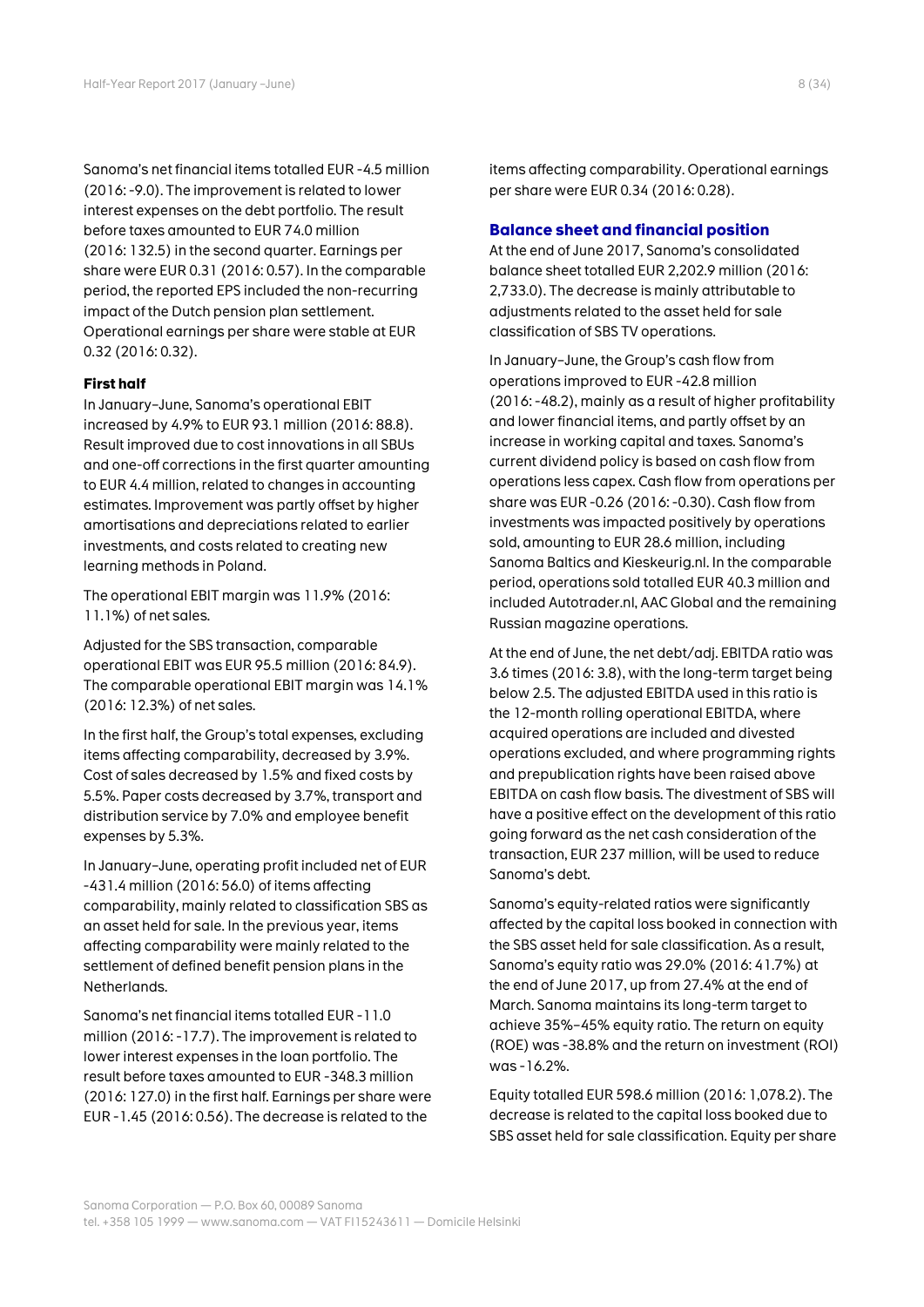Sanoma's net financial items totalled EUR -4.5 million (2016: -9.0). The improvement is related to lower interest expenses on the debt portfolio. The result before taxes amounted to EUR 74.0 million (2016: 132.5) in the second quarter. Earnings per share were EUR 0.31 (2016: 0.57). In the comparable period, the reported EPS included the non-recurring impact of the Dutch pension plan settlement. Operational earnings per share were stable at EUR 0.32 (2016: 0.32).

#### First half

In January–June, Sanoma's operational EBIT increased by 4.9% to EUR 93.1 million (2016: 88.8). Result improved due to cost innovations in all SBUs and one-off corrections in the first quarter amounting to EUR 4.4 million, related to changes in accounting estimates. Improvement was partly offset by higher amortisations and depreciations related to earlier investments, and costs related to creating new learning methods in Poland.

The operational EBIT margin was 11.9% (2016: 11.1%) of net sales.

Adjusted for the SBS transaction, comparable operational EBIT was EUR 95.5 million (2016: 84.9). The comparable operational EBIT margin was 14.1% (2016: 12.3%) of net sales.

In the first half, the Group's total expenses, excluding items affecting comparability, decreased by 3.9%. Cost of sales decreased by 1.5% and fixed costs by 5.5%. Paper costs decreased by 3.7%, transport and distribution service by 7.0% and employee benefit expenses by 5.3%.

In January–June, operating profit included net of EUR -431.4 million (2016: 56.0) of items affecting comparability, mainly related to classification SBS as an asset held for sale. In the previous year, items affecting comparability were mainly related to the settlement of defined benefit pension plans in the Netherlands.

Sanoma's net financial items totalled EUR -11.0 million (2016: -17.7). The improvement is related to lower interest expenses in the loan portfolio. The result before taxes amounted to EUR -348.3 million (2016: 127.0) in the first half. Earnings per share were EUR -1.45 (2016: 0.56). The decrease is related to the items affecting comparability. Operational earnings per share were EUR 0.34 (2016: 0.28).

### Balance sheet and financial position

At the end of June 2017, Sanoma's consolidated balance sheet totalled EUR 2,202.9 million (2016: 2,733.0). The decrease is mainly attributable to adjustments related to the asset held for sale classification of SBS TV operations.

In January–June, the Group's cash flow from operations improved to EUR -42.8 million (2016: -48.2), mainly as a result of higher profitability and lower financial items, and partly offset by an increase in working capital and taxes. Sanoma's current dividend policy is based on cash flow from operations less capex. Cash flow from operations per share was EUR -0.26 (2016: -0.30). Cash flow from investments was impacted positively by operations sold, amounting to EUR 28.6 million, including Sanoma Baltics and Kieskeurig.nl. In the comparable period, operations sold totalled EUR 40.3 million and included Autotrader.nl, AAC Global and the remaining Russian magazine operations.

At the end of June, the net debt/adj. EBITDA ratio was 3.6 times (2016: 3.8), with the long-term target being below 2.5. The adjusted EBITDA used in this ratio is the 12-month rolling operational EBITDA, where acquired operations are included and divested operations excluded, and where programming rights and prepublication rights have been raised above EBITDA on cash flow basis. The divestment of SBS will have a positive effect on the development of this ratio going forward as the net cash consideration of the transaction, EUR 237 million, will be used to reduce Sanoma's debt.

Sanoma's equity-related ratios were significantly affected by the capital loss booked in connection with the SBS asset held for sale classification. As a result, Sanoma's equity ratio was 29.0% (2016: 41.7%) at the end of June 2017, up from 27.4% at the end of March. Sanoma maintains its long-term target to achieve 35%–45% equity ratio. The return on equity (ROE) was -38.8% and the return on investment (ROI) was -16.2%.

Equity totalled EUR 598.6 million (2016: 1,078.2). The decrease is related to the capital loss booked due to SBS asset held for sale classification. Equity per share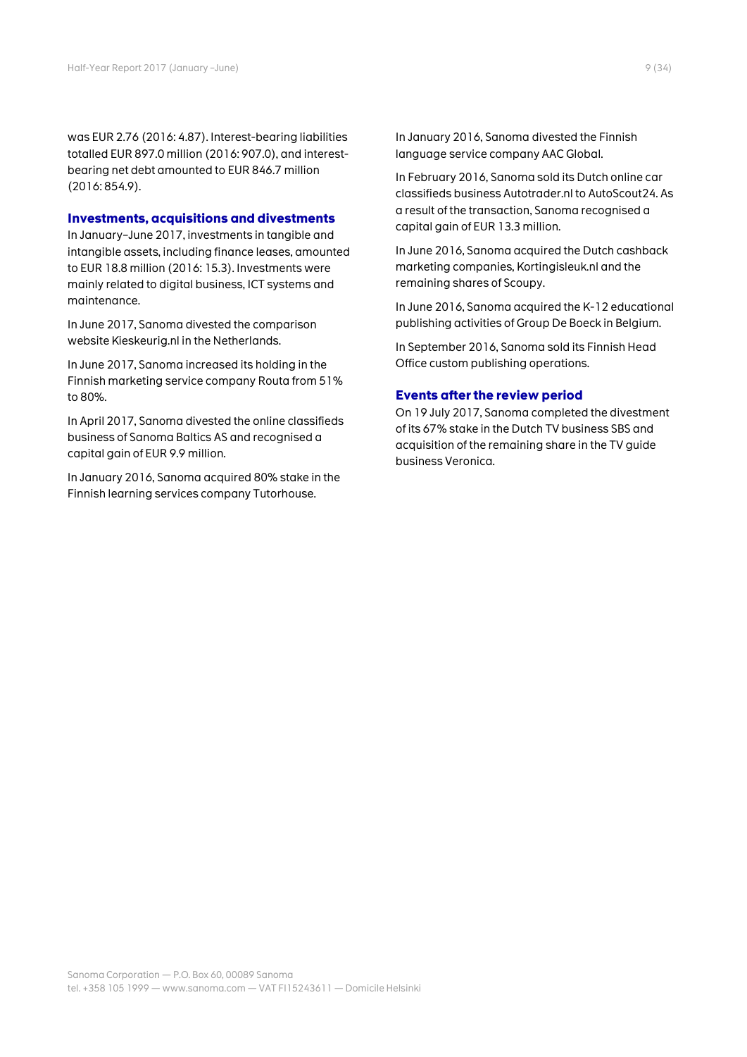was EUR 2.76 (2016: 4.87). Interest-bearing liabilities totalled EUR 897.0 million (2016: 907.0), and interest-bearing net debt amounted to EUR 846.7 million (2016: 854.9).

## Investments, acquisitions and divestments

In January–June 2017, investments in tangible and intangible assets, including finance leases, amounted to EUR 18.8 million (2016: 15.3). Investments were mainly related to digital business, ICT systems and maintenance.

In June 2017, Sanoma divested the comparison website Kieskeurig.nl in the Netherlands.

In June 2017, Sanoma increased its holding in the Finnish marketing service company Routa from 51% to 80%.

In April 2017, Sanoma divested the online classifieds business of Sanoma Baltics AS and recognised a capital gain of EUR 9.9 million.

In January 2016, Sanoma acquired 80% stake in the Finnish learning services company Tutorhouse.

In January 2016, Sanoma divested the Finnish language service company AAC Global.

In February 2016, Sanoma sold its Dutch online car classifieds business Autotrader.nl to AutoScout24. As a result of the transaction, Sanoma recognised a capital gain of EUR 13.3 million.

In June 2016, Sanoma acquired the Dutch cashback marketing companies, Kortingisleuk.nl and the remaining shares of Scoupy.

In June 2016, Sanoma acquired the K-12 educational publishing activities of Group De Boeck in Belgium.

In September 2016, Sanoma sold its Finnish Head Office custom publishing operations.

## Events after the review period

On 19 July 2017, Sanoma completed the divestment of its 67% stake in the Dutch TV business SBS and acquisition of the remaining share in the TV guide business Veronica.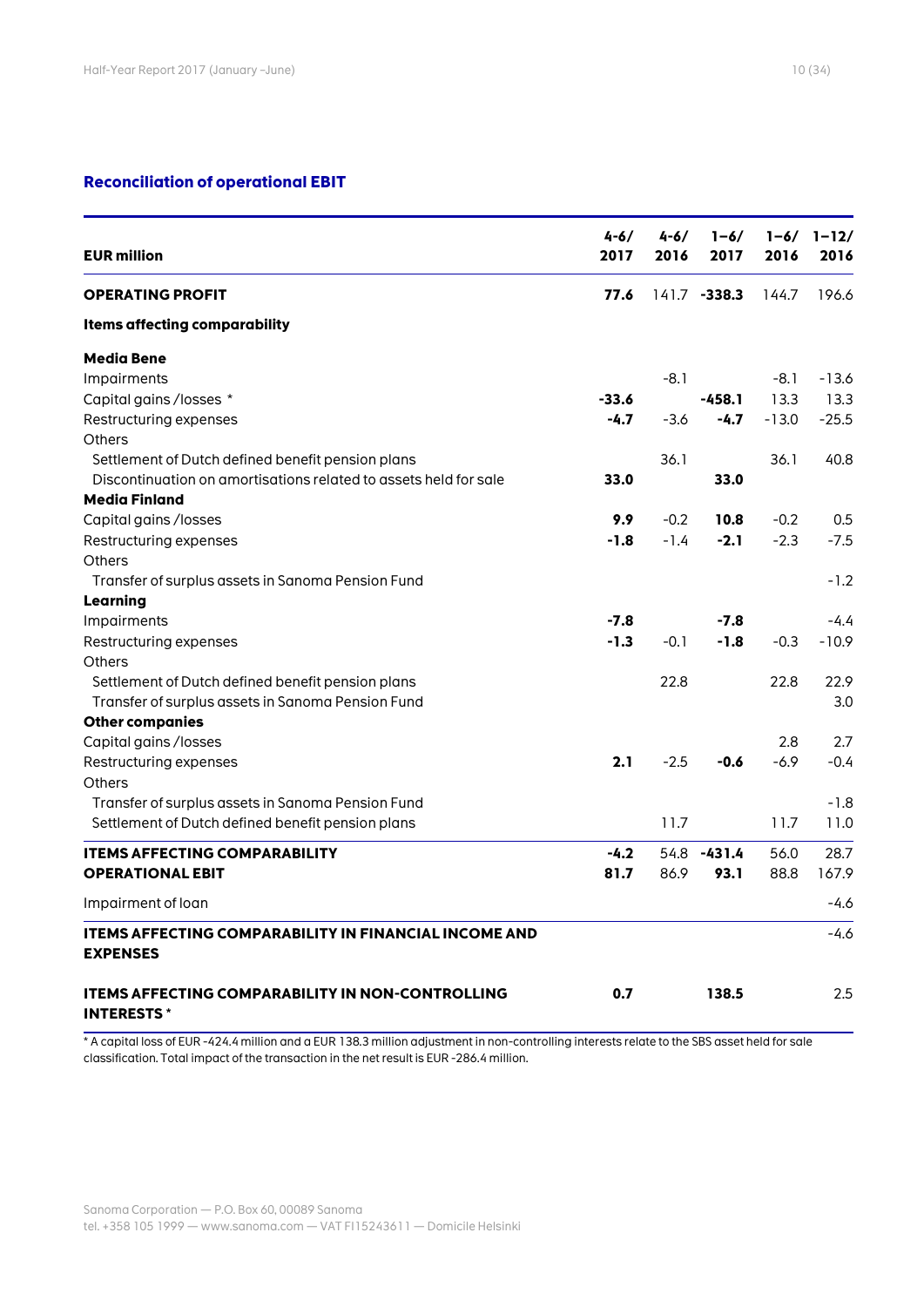## Reconciliation of operational EBIT

| EUR million | 4–6/ 2017 | 4–6/ 2016 | 1–6/ 2017 | 1–6/ 2016 | 1–12/ 2016 |
|---|---|---|---|---|---|
| **OPERATING PROFIT** | **77.6** | 141.7 | **-338.3** | 144.7 | 196.6 |
| **Items affecting comparability** | | | | | |
| **Media Bene** | | | | | |
| Impairments | | -8.1 | | -8.1 | -13.6 |
| Capital gains /losses * | **-33.6** | | **-458.1** | 13.3 | 13.3 |
| Restructuring expenses | **-4.7** | -3.6 | **-4.7** | -13.0 | -25.5 |
| Others | | | | | |
| Settlement of Dutch defined benefit pension plans | | 36.1 | | 36.1 | 40.8 |
| Discontinuation on amortisations related to assets held for sale | **33.0** | | **33.0** | | |
| **Media Finland** | | | | | |
| Capital gains /losses | **9.9** | -0.2 | **10.8** | -0.2 | 0.5 |
| Restructuring expenses | **-1.8** | -1.4 | **-2.1** | -2.3 | -7.5 |
| Others | | | | | |
| Transfer of surplus assets in Sanoma Pension Fund | | | | | -1.2 |
| **Learning** | | | | | |
| Impairments | **-7.8** | | **-7.8** | | -4.4 |
| Restructuring expenses | **-1.3** | -0.1 | **-1.8** | -0.3 | -10.9 |
| Others | | | | | |
| Settlement of Dutch defined benefit pension plans | | 22.8 | | 22.8 | 22.9 |
| Transfer of surplus assets in Sanoma Pension Fund | | | | | 3.0 |
| **Other companies** | | | | | |
| Capital gains /losses | | | | 2.8 | 2.7 |
| Restructuring expenses | **2.1** | -2.5 | **-0.6** | -6.9 | -0.4 |
| Others | | | | | |
| Transfer of surplus assets in Sanoma Pension Fund | | | | | -1.8 |
| Settlement of Dutch defined benefit pension plans | | 11.7 | | 11.7 | 11.0 |
| **ITEMS AFFECTING COMPARABILITY** | **-4.2** | 54.8 | **-431.4** | 56.0 | 28.7 |
| **OPERATIONAL EBIT** | **81.7** | 86.9 | **93.1** | 88.8 | 167.9 |
| Impairment of loan | | | | | -4.6 |
| **ITEMS AFFECTING COMPARABILITY IN FINANCIAL INCOME AND EXPENSES** | | | | | -4.6 |
| **ITEMS AFFECTING COMPARABILITY IN NON-CONTROLLING INTERESTS** * | **0.7** | | **138.5** | | 2.5 |

* A capital loss of EUR -424.4 million and a EUR 138.3 million adjustment in non-controlling interests relate to the SBS asset held for sale classification. Total impact of the transaction in the net result is EUR -286.4 million.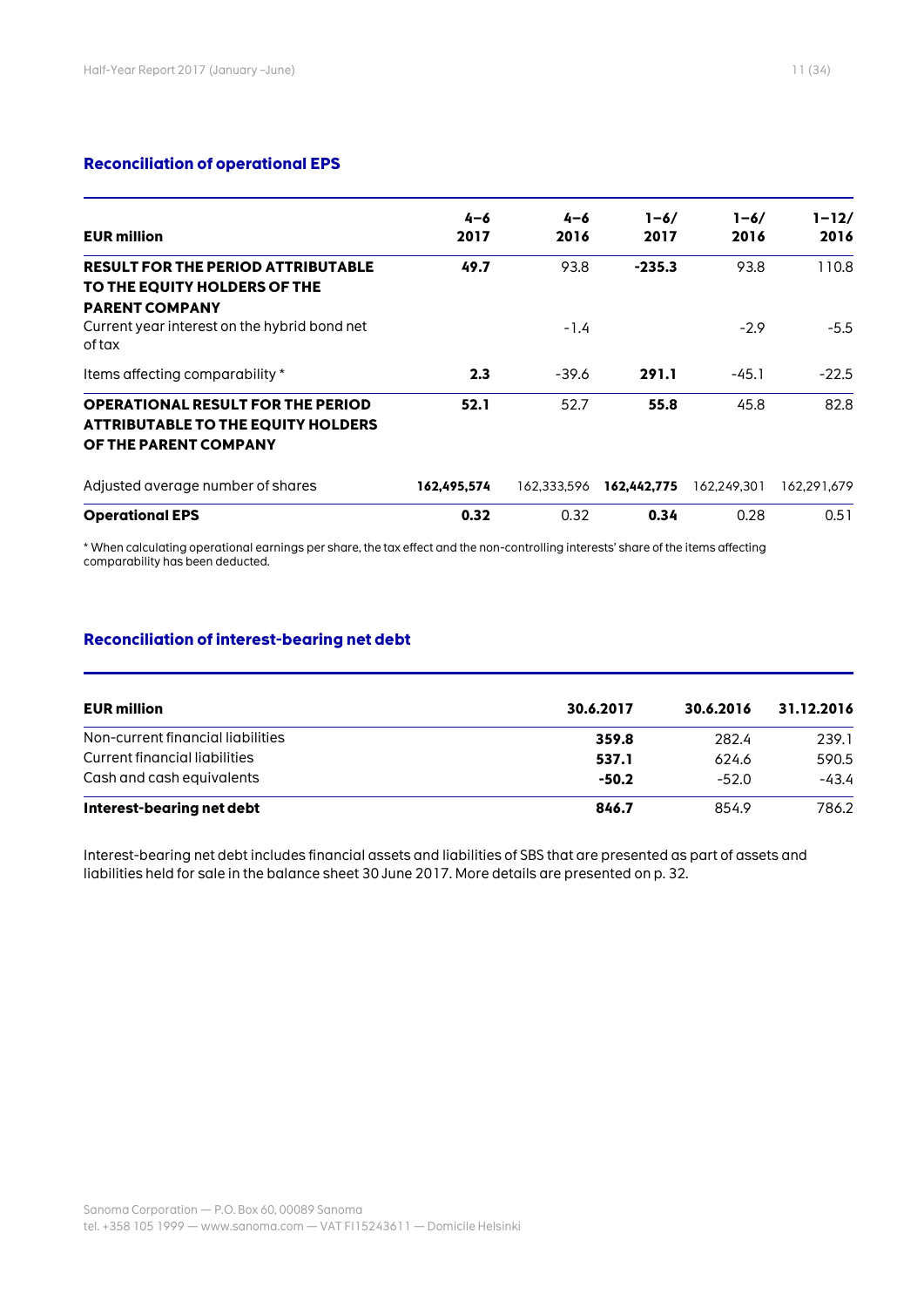## Reconciliation of operational EPS

| EUR million | 4–6 2017 | 4–6 2016 | 1–6/ 2017 | 1–6/ 2016 | 1–12/ 2016 |
|---|---|---|---|---|---|
| **RESULT FOR THE PERIOD ATTRIBUTABLE TO THE EQUITY HOLDERS OF THE PARENT COMPANY** | **49.7** | 93.8 | **-235.3** | 93.8 | 110.8 |
| Current year interest on the hybrid bond net of tax | | -1.4 | | -2.9 | -5.5 |
| Items affecting comparability * | **2.3** | -39.6 | **291.1** | -45.1 | -22.5 |
| **OPERATIONAL RESULT FOR THE PERIOD ATTRIBUTABLE TO THE EQUITY HOLDERS OF THE PARENT COMPANY** | **52.1** | 52.7 | **55.8** | 45.8 | 82.8 |
| Adjusted average number of shares | **162,495,574** | 162,333,596 | **162,442,775** | 162,249,301 | 162,291,679 |
| **Operational EPS** | **0.32** | 0.32 | **0.34** | 0.28 | 0.51 |

* When calculating operational earnings per share, the tax effect and the non-controlling interests' share of the items affecting comparability has been deducted.

## Reconciliation of interest-bearing net debt

| EUR million | 30.6.2017 | 30.6.2016 | 31.12.2016 |
|---|---|---|---|
| Non-current financial liabilities | **359.8** | 282.4 | 239.1 |
| Current financial liabilities | **537.1** | 624.6 | 590.5 |
| Cash and cash equivalents | **-50.2** | -52.0 | -43.4 |
| **Interest-bearing net debt** | **846.7** | 854.9 | 786.2 |

Interest-bearing net debt includes financial assets and liabilities of SBS that are presented as part of assets and liabilities held for sale in the balance sheet 30 June 2017. More details are presented on p. 32.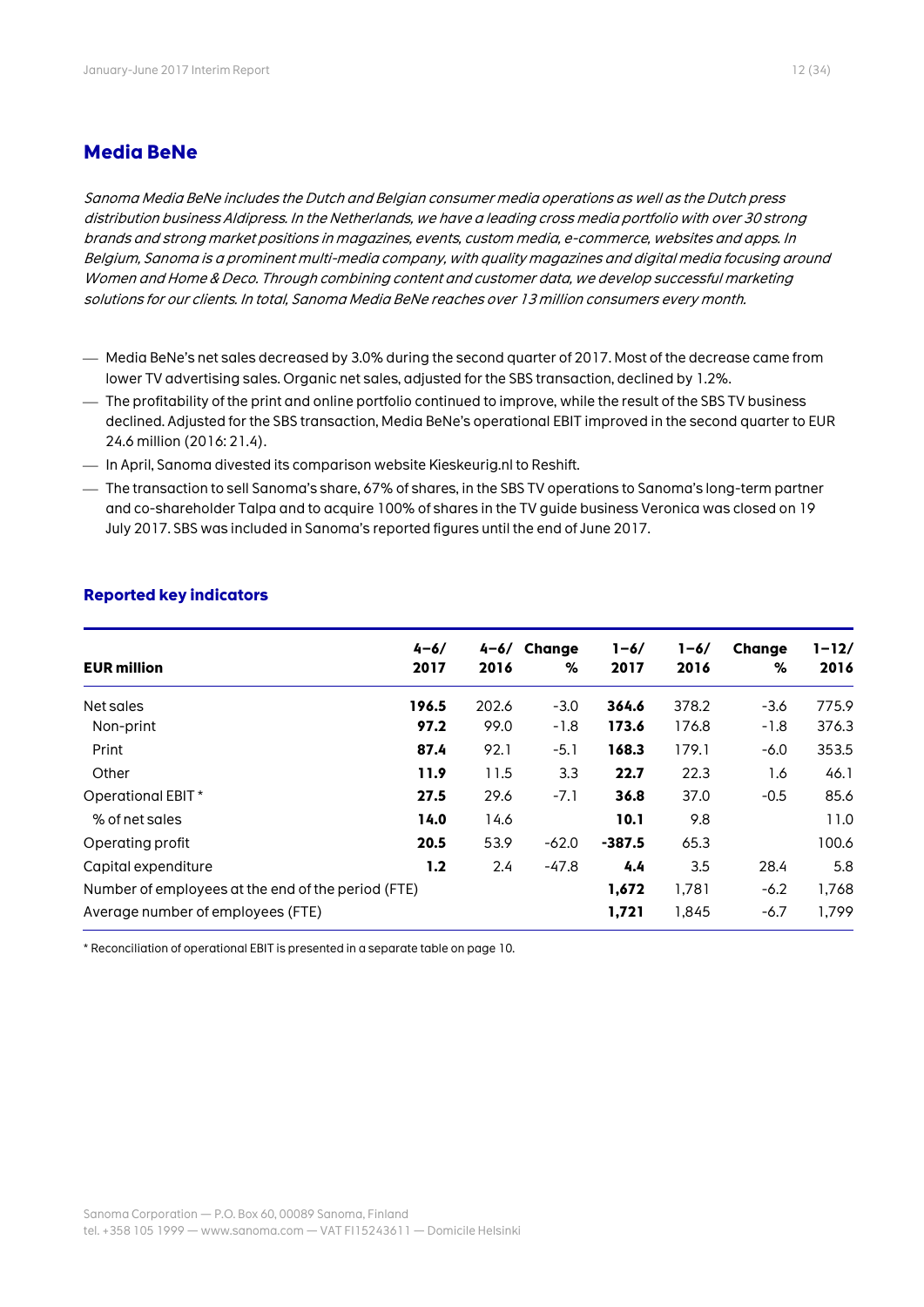## Media BeNe

*Sanoma Media BeNe includes the Dutch and Belgian consumer media operations as well as the Dutch press distribution business Aldipress. In the Netherlands, we have a leading cross media portfolio with over 30 strong brands and strong market positions in magazines, events, custom media, e-commerce, websites and apps. In Belgium, Sanoma is a prominent multi-media company, with quality magazines and digital media focusing around Women and Home & Deco. Through combining content and customer data, we develop successful marketing solutions for our clients. In total, Sanoma Media BeNe reaches over 13 million consumers every month.*

- Media BeNe's net sales decreased by 3.0% during the second quarter of 2017. Most of the decrease came from lower TV advertising sales. Organic net sales, adjusted for the SBS transaction, declined by 1.2%.
- The profitability of the print and online portfolio continued to improve, while the result of the SBS TV business declined. Adjusted for the SBS transaction, Media BeNe's operational EBIT improved in the second quarter to EUR 24.6 million (2016: 21.4).
- In April, Sanoma divested its comparison website Kieskeurig.nl to Reshift.
- The transaction to sell Sanoma's share, 67% of shares, in the SBS TV operations to Sanoma's long-term partner and co-shareholder Talpa and to acquire 100% of shares in the TV guide business Veronica was closed on 19 July 2017. SBS was included in Sanoma's reported figures until the end of June 2017.

### Reported key indicators

| EUR million | 4–6/ 2017 | 4–6/ 2016 | Change % | 1–6/ 2017 | 1–6/ 2016 | Change % | 1–12/ 2016 |
|---|---|---|---|---|---|---|---|
| Net sales | **196.5** | 202.6 | -3.0 | **364.6** | 378.2 | -3.6 | 775.9 |
| Non-print | **97.2** | 99.0 | -1.8 | **173.6** | 176.8 | -1.8 | 376.3 |
| Print | **87.4** | 92.1 | -5.1 | **168.3** | 179.1 | -6.0 | 353.5 |
| Other | **11.9** | 11.5 | 3.3 | **22.7** | 22.3 | 1.6 | 46.1 |
| Operational EBIT * | **27.5** | 29.6 | -7.1 | **36.8** | 37.0 | -0.5 | 85.6 |
| % of net sales | **14.0** | 14.6 | | **10.1** | 9.8 | | 11.0 |
| Operating profit | **20.5** | 53.9 | -62.0 | **-387.5** | 65.3 | | 100.6 |
| Capital expenditure | **1.2** | 2.4 | -47.8 | **4.4** | 3.5 | 28.4 | 5.8 |
| Number of employees at the end of the period (FTE) | | | | **1,672** | 1,781 | -6.2 | 1,768 |
| Average number of employees (FTE) | | | | **1,721** | 1,845 | -6.7 | 1,799 |

* Reconciliation of operational EBIT is presented in a separate table on page 10.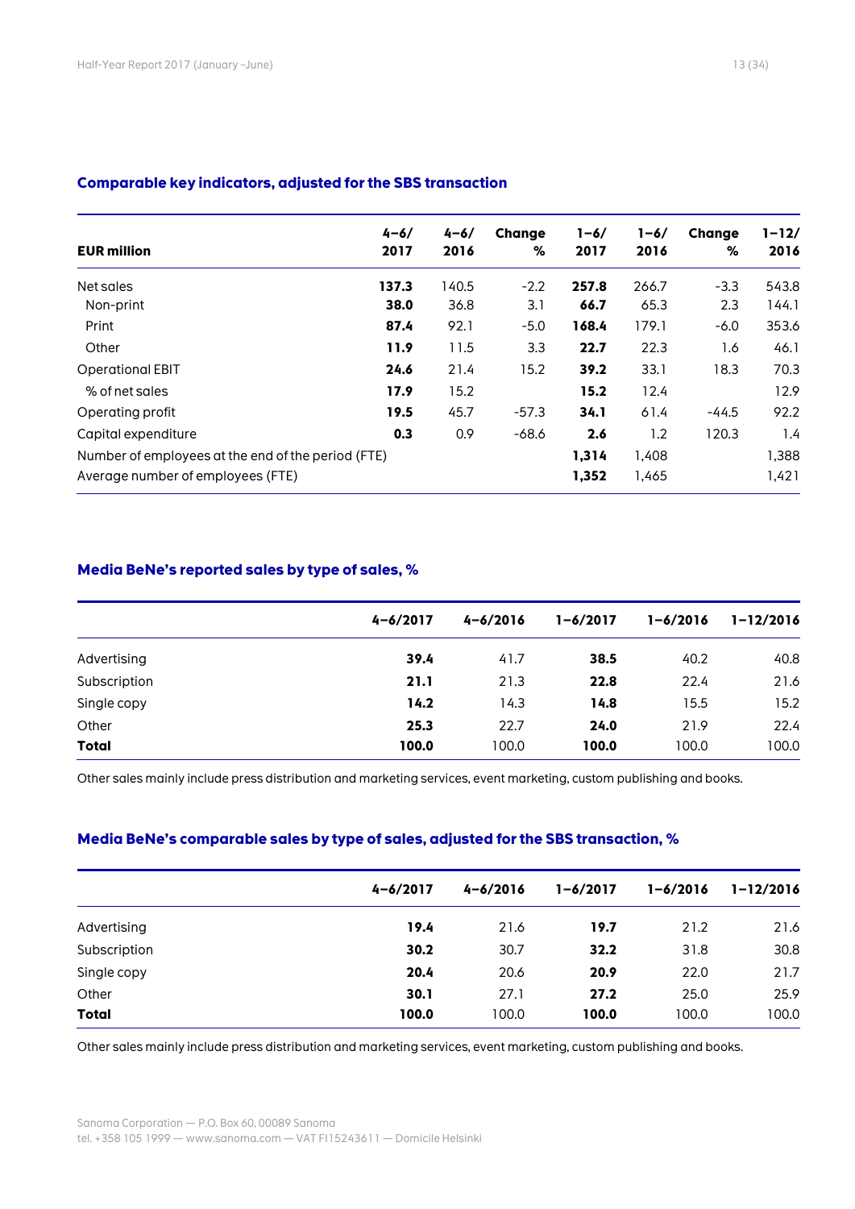### Comparable key indicators, adjusted for the SBS transaction

| EUR million | 4–6/ 2017 | 4–6/ 2016 | Change % | 1–6/ 2017 | 1–6/ 2016 | Change % | 1–12/ 2016 |
|---|---|---|---|---|---|---|---|
| Net sales | **137.3** | 140.5 | -2.2 | **257.8** | 266.7 | -3.3 | 543.8 |
| Non-print | **38.0** | 36.8 | 3.1 | **66.7** | 65.3 | 2.3 | 144.1 |
| Print | **87.4** | 92.1 | -5.0 | **168.4** | 179.1 | -6.0 | 353.6 |
| Other | **11.9** | 11.5 | 3.3 | **22.7** | 22.3 | 1.6 | 46.1 |
| Operational EBIT | **24.6** | 21.4 | 15.2 | **39.2** | 33.1 | 18.3 | 70.3 |
| % of net sales | **17.9** | 15.2 | | **15.2** | 12.4 | | 12.9 |
| Operating profit | **19.5** | 45.7 | -57.3 | **34.1** | 61.4 | -44.5 | 92.2 |
| Capital expenditure | **0.3** | 0.9 | -68.6 | **2.6** | 1.2 | 120.3 | 1.4 |
| Number of employees at the end of the period (FTE) | | | | **1,314** | 1,408 | | 1,388 |
| Average number of employees (FTE) | | | | **1,352** | 1,465 | | 1,421 |

### Media BeNe's reported sales by type of sales, %

| | 4–6/2017 | 4–6/2016 | 1–6/2017 | 1–6/2016 | 1–12/2016 |
|---|---|---|---|---|---|
| Advertising | **39.4** | 41.7 | **38.5** | 40.2 | 40.8 |
| Subscription | **21.1** | 21.3 | **22.8** | 22.4 | 21.6 |
| Single copy | **14.2** | 14.3 | **14.8** | 15.5 | 15.2 |
| Other | **25.3** | 22.7 | **24.0** | 21.9 | 22.4 |
| **Total** | **100.0** | 100.0 | **100.0** | 100.0 | 100.0 |

Other sales mainly include press distribution and marketing services, event marketing, custom publishing and books.

### Media BeNe's comparable sales by type of sales, adjusted for the SBS transaction, %

| | 4–6/2017 | 4–6/2016 | 1–6/2017 | 1–6/2016 | 1–12/2016 |
|---|---|---|---|---|---|
| Advertising | **19.4** | 21.6 | **19.7** | 21.2 | 21.6 |
| Subscription | **30.2** | 30.7 | **32.2** | 31.8 | 30.8 |
| Single copy | **20.4** | 20.6 | **20.9** | 22.0 | 21.7 |
| Other | **30.1** | 27.1 | **27.2** | 25.0 | 25.9 |
| **Total** | **100.0** | 100.0 | **100.0** | 100.0 | 100.0 |

Other sales mainly include press distribution and marketing services, event marketing, custom publishing and books.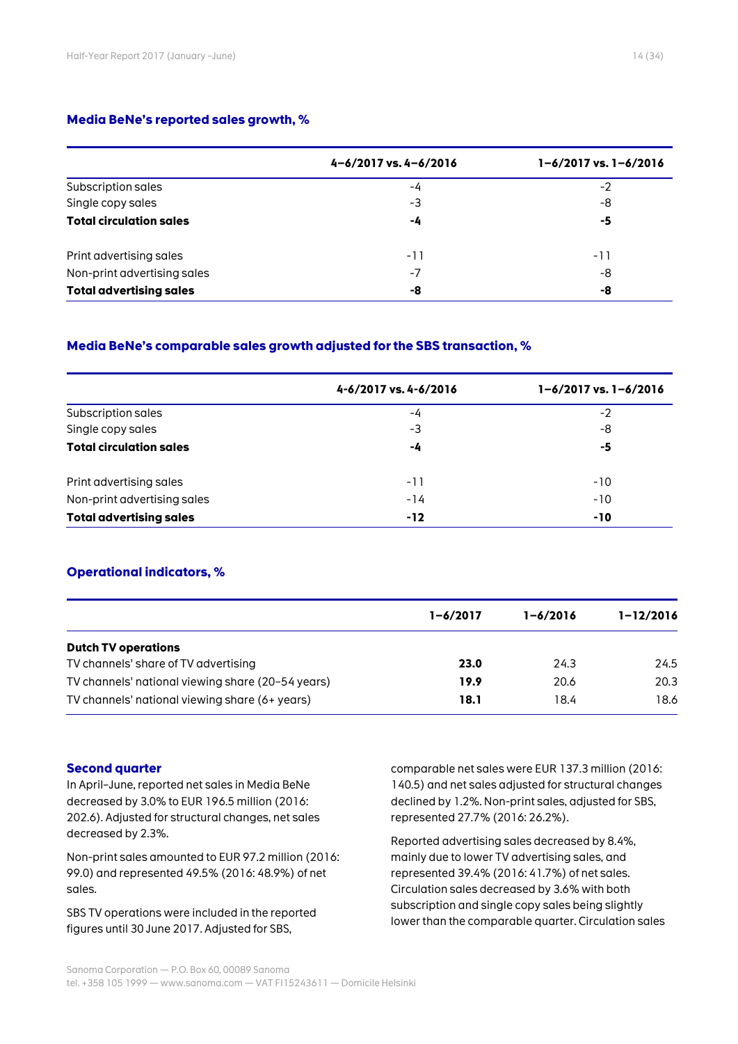### Media BeNe's reported sales growth, %

| | 4–6/2017 vs. 4–6/2016 | 1–6/2017 vs. 1–6/2016 |
|---|---|---|
| Subscription sales | -4 | -2 |
| Single copy sales | -3 | -8 |
| **Total circulation sales** | **-4** | **-5** |
| | | |
| Print advertising sales | -11 | -11 |
| Non-print advertising sales | -7 | -8 |
| **Total advertising sales** | **-8** | **-8** |

### Media BeNe's comparable sales growth adjusted for the SBS transaction, %

| | 4-6/2017 vs. 4-6/2016 | 1–6/2017 vs. 1–6/2016 |
|---|---|---|
| Subscription sales | -4 | -2 |
| Single copy sales | -3 | -8 |
| **Total circulation sales** | **-4** | **-5** |
| | | |
| Print advertising sales | -11 | -10 |
| Non-print advertising sales | -14 | -10 |
| **Total advertising sales** | **-12** | **-10** |

### Operational indicators, %

| | 1–6/2017 | 1–6/2016 | 1–12/2016 |
|---|---|---|---|
| **Dutch TV operations** | | | |
| TV channels' share of TV advertising | **23.0** | 24.3 | 24.5 |
| TV channels' national viewing share (20–54 years) | **19.9** | 20.6 | 20.3 |
| TV channels' national viewing share (6+ years) | **18.1** | 18.4 | 18.6 |

### Second quarter

In April–June, reported net sales in Media BeNe decreased by 3.0% to EUR 196.5 million (2016: 202.6). Adjusted for structural changes, net sales decreased by 2.3%.

Non-print sales amounted to EUR 97.2 million (2016: 99.0) and represented 49.5% (2016: 48.9%) of net sales.

SBS TV operations were included in the reported figures until 30 June 2017. Adjusted for SBS, comparable net sales were EUR 137.3 million (2016: 140.5) and net sales adjusted for structural changes declined by 1.2%. Non-print sales, adjusted for SBS, represented 27.7% (2016: 26.2%).

Reported advertising sales decreased by 8.4%, mainly due to lower TV advertising sales, and represented 39.4% (2016: 41.7%) of net sales. Circulation sales decreased by 3.6% with both subscription and single copy sales being slightly lower than the comparable quarter. Circulation sales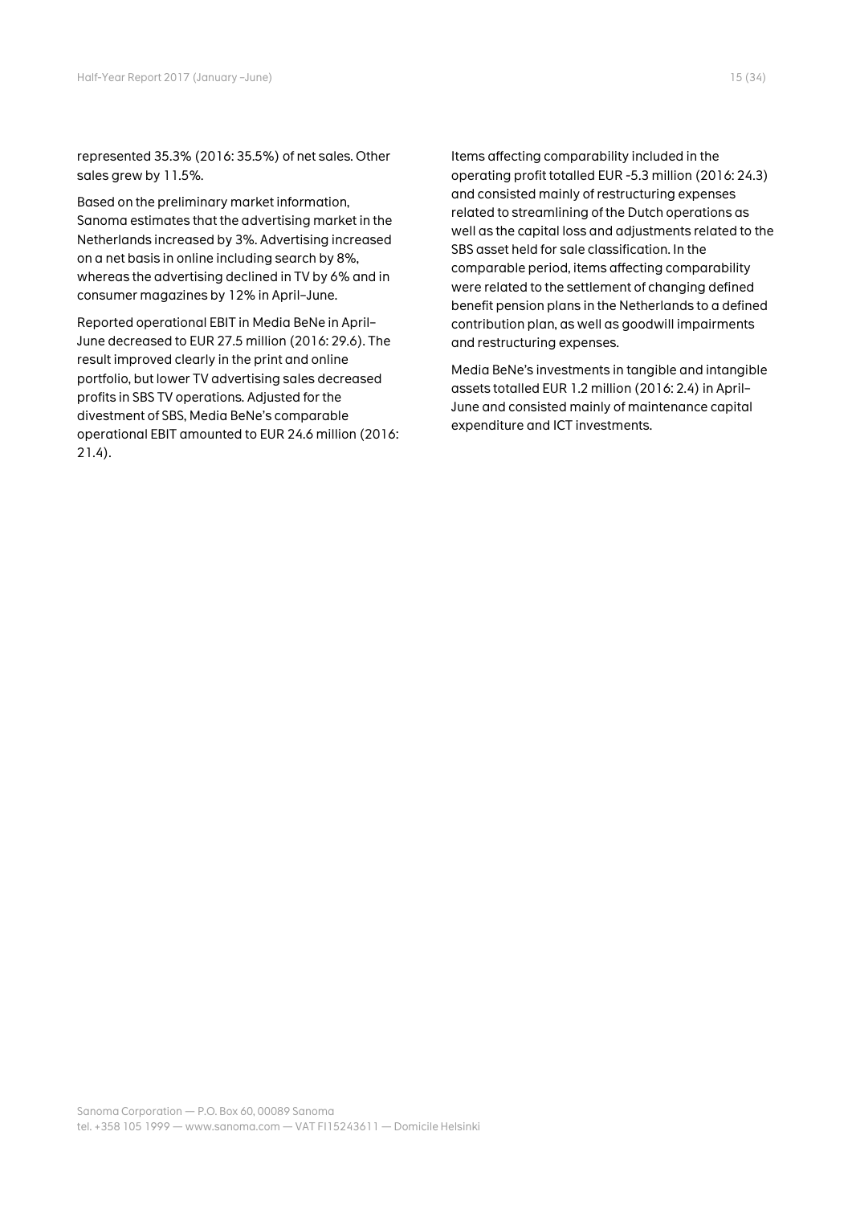represented 35.3% (2016: 35.5%) of net sales. Other sales grew by 11.5%.

Based on the preliminary market information, Sanoma estimates that the advertising market in the Netherlands increased by 3%. Advertising increased on a net basis in online including search by 8%, whereas the advertising declined in TV by 6% and in consumer magazines by 12% in April–June.

Reported operational EBIT in Media BeNe in April–June decreased to EUR 27.5 million (2016: 29.6). The result improved clearly in the print and online portfolio, but lower TV advertising sales decreased profits in SBS TV operations. Adjusted for the divestment of SBS, Media BeNe's comparable operational EBIT amounted to EUR 24.6 million (2016: 21.4).

Items affecting comparability included in the operating profit totalled EUR -5.3 million (2016: 24.3) and consisted mainly of restructuring expenses related to streamlining of the Dutch operations as well as the capital loss and adjustments related to the SBS asset held for sale classification. In the comparable period, items affecting comparability were related to the settlement of changing defined benefit pension plans in the Netherlands to a defined contribution plan, as well as goodwill impairments and restructuring expenses.

Media BeNe's investments in tangible and intangible assets totalled EUR 1.2 million (2016: 2.4) in April–June and consisted mainly of maintenance capital expenditure and ICT investments.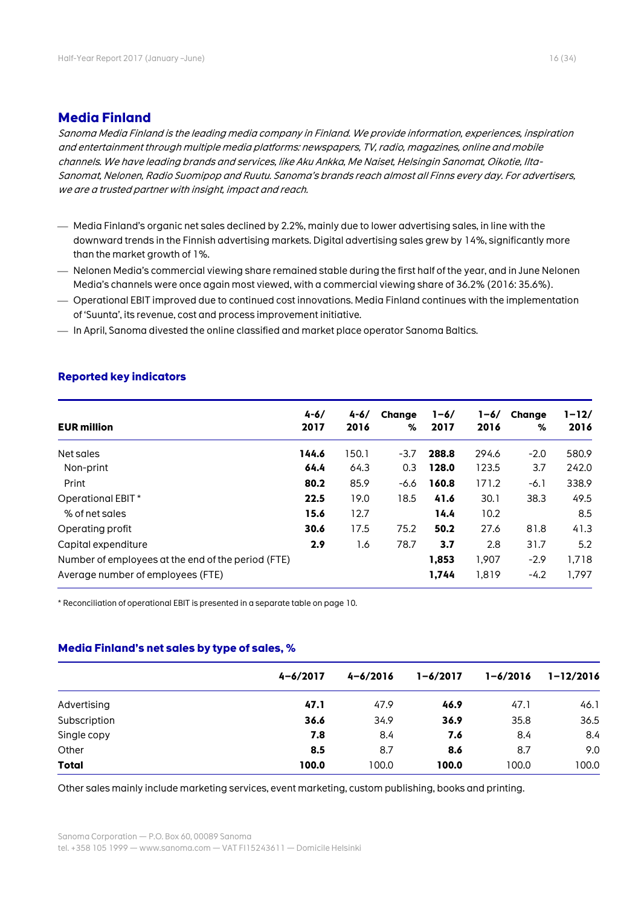## Media Finland

*Sanoma Media Finland is the leading media company in Finland. We provide information, experiences, inspiration and entertainment through multiple media platforms: newspapers, TV, radio, magazines, online and mobile channels. We have leading brands and services, like Aku Ankka, Me Naiset, Helsingin Sanomat, Oikotie, Ilta-Sanomat, Nelonen, Radio Suomipop and Ruutu. Sanoma's brands reach almost all Finns every day. For advertisers, we are a trusted partner with insight, impact and reach.*

- Media Finland's organic net sales declined by 2.2%, mainly due to lower advertising sales, in line with the downward trends in the Finnish advertising markets. Digital advertising sales grew by 14%, significantly more than the market growth of 1%.
- Nelonen Media's commercial viewing share remained stable during the first half of the year, and in June Nelonen Media's channels were once again most viewed, with a commercial viewing share of 36.2% (2016: 35.6%).
- Operational EBIT improved due to continued cost innovations. Media Finland continues with the implementation of 'Suunta', its revenue, cost and process improvement initiative.
- In April, Sanoma divested the online classified and market place operator Sanoma Baltics.

### Reported key indicators

| EUR million | 4-6/ 2017 | 4-6/ 2016 | Change % | 1–6/ 2017 | 1–6/ 2016 | Change % | 1–12/ 2016 |
|---|---|---|---|---|---|---|---|
| Net sales | **144.6** | 150.1 | -3.7 | **288.8** | 294.6 | -2.0 | 580.9 |
| Non-print | **64.4** | 64.3 | 0.3 | **128.0** | 123.5 | 3.7 | 242.0 |
| Print | **80.2** | 85.9 | -6.6 | **160.8** | 171.2 | -6.1 | 338.9 |
| Operational EBIT * | **22.5** | 19.0 | 18.5 | **41.6** | 30.1 | 38.3 | 49.5 |
| % of net sales | **15.6** | 12.7 | | **14.4** | 10.2 | | 8.5 |
| Operating profit | **30.6** | 17.5 | 75.2 | **50.2** | 27.6 | 81.8 | 41.3 |
| Capital expenditure | **2.9** | 1.6 | 78.7 | **3.7** | 2.8 | 31.7 | 5.2 |
| Number of employees at the end of the period (FTE) | | | | **1,853** | 1,907 | -2.9 | 1,718 |
| Average number of employees (FTE) | | | | **1,744** | 1,819 | -4.2 | 1,797 |

* Reconciliation of operational EBIT is presented in a separate table on page 10.

### Media Finland's net sales by type of sales, %

| | 4–6/2017 | 4–6/2016 | 1–6/2017 | 1–6/2016 | 1–12/2016 |
|---|---|---|---|---|---|
| Advertising | **47.1** | 47.9 | **46.9** | 47.1 | 46.1 |
| Subscription | **36.6** | 34.9 | **36.9** | 35.8 | 36.5 |
| Single copy | **7.8** | 8.4 | **7.6** | 8.4 | 8.4 |
| Other | **8.5** | 8.7 | **8.6** | 8.7 | 9.0 |
| **Total** | **100.0** | 100.0 | **100.0** | 100.0 | 100.0 |

Other sales mainly include marketing services, event marketing, custom publishing, books and printing.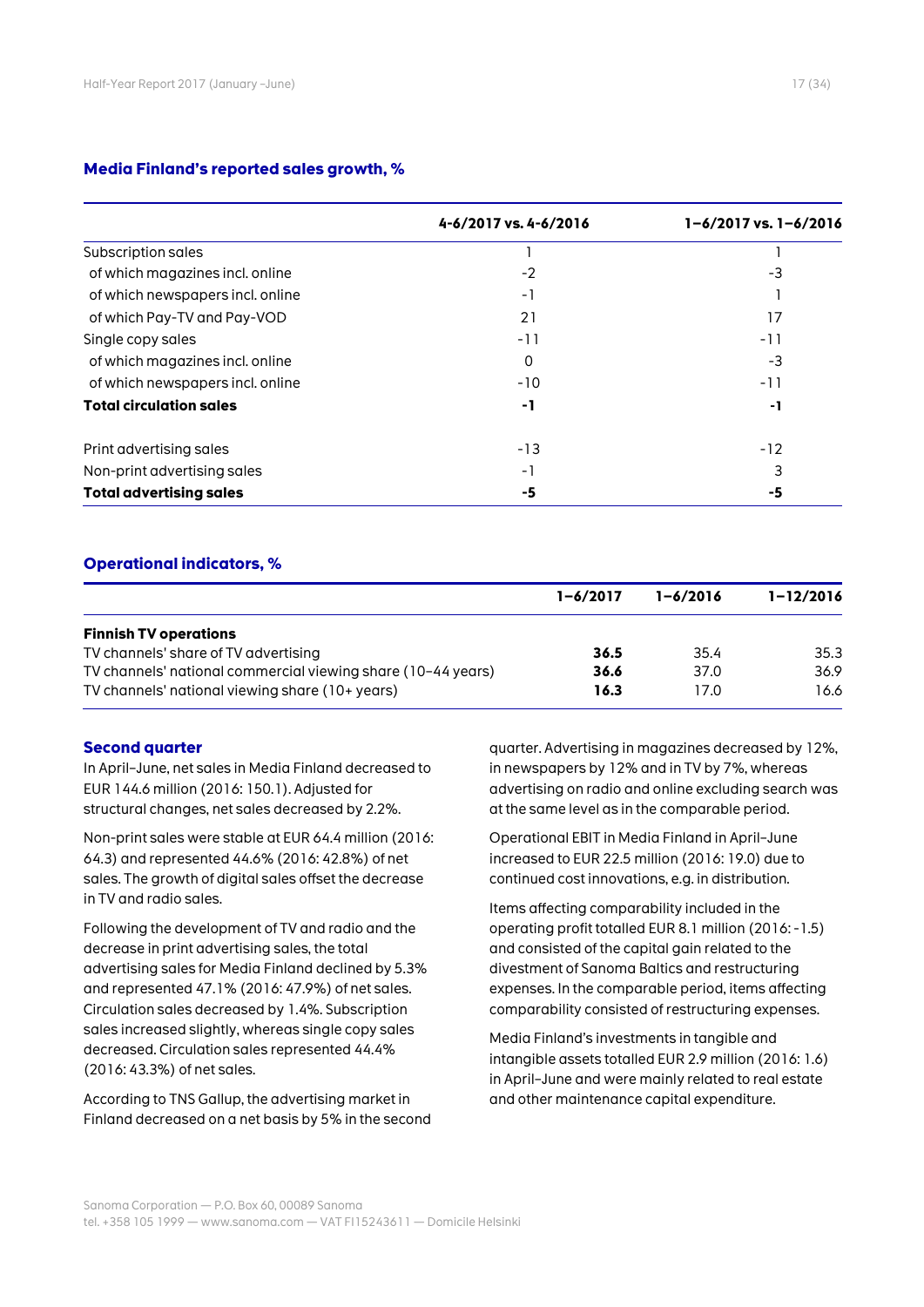### Media Finland's reported sales growth, %

| | 4-6/2017 vs. 4-6/2016 | 1–6/2017 vs. 1–6/2016 |
|---|---|---|
| Subscription sales | 1 | 1 |
| of which magazines incl. online | -2 | -3 |
| of which newspapers incl. online | -1 | 1 |
| of which Pay-TV and Pay-VOD | 21 | 17 |
| Single copy sales | -11 | -11 |
| of which magazines incl. online | 0 | -3 |
| of which newspapers incl. online | -10 | -11 |
| **Total circulation sales** | **-1** | **-1** |
| | | |
| Print advertising sales | -13 | -12 |
| Non-print advertising sales | -1 | 3 |
| **Total advertising sales** | **-5** | **-5** |

### Operational indicators, %

| | 1–6/2017 | 1–6/2016 | 1–12/2016 |
|---|---|---|---|
| **Finnish TV operations** | | | |
| TV channels' share of TV advertising | **36.5** | 35.4 | 35.3 |
| TV channels' national commercial viewing share (10–44 years) | **36.6** | 37.0 | 36.9 |
| TV channels' national viewing share (10+ years) | **16.3** | 17.0 | 16.6 |

### Second quarter

In April–June, net sales in Media Finland decreased to EUR 144.6 million (2016: 150.1). Adjusted for structural changes, net sales decreased by 2.2%.

Non-print sales were stable at EUR 64.4 million (2016: 64.3) and represented 44.6% (2016: 42.8%) of net sales. The growth of digital sales offset the decrease in TV and radio sales.

Following the development of TV and radio and the decrease in print advertising sales, the total advertising sales for Media Finland declined by 5.3% and represented 47.1% (2016: 47.9%) of net sales. Circulation sales decreased by 1.4%. Subscription sales increased slightly, whereas single copy sales decreased. Circulation sales represented 44.4% (2016: 43.3%) of net sales.

According to TNS Gallup, the advertising market in Finland decreased on a net basis by 5% in the second quarter. Advertising in magazines decreased by 12%, in newspapers by 12% and in TV by 7%, whereas advertising on radio and online excluding search was at the same level as in the comparable period.

Operational EBIT in Media Finland in April–June increased to EUR 22.5 million (2016: 19.0) due to continued cost innovations, e.g. in distribution.

Items affecting comparability included in the operating profit totalled EUR 8.1 million (2016: -1.5) and consisted of the capital gain related to the divestment of Sanoma Baltics and restructuring expenses. In the comparable period, items affecting comparability consisted of restructuring expenses.

Media Finland's investments in tangible and intangible assets totalled EUR 2.9 million (2016: 1.6) in April–June and were mainly related to real estate and other maintenance capital expenditure.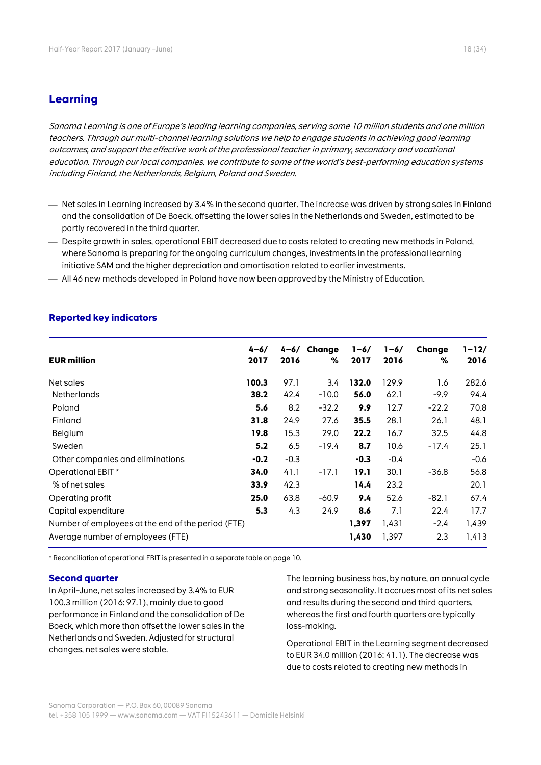## Learning

*Sanoma Learning is one of Europe's leading learning companies, serving some 10 million students and one million teachers. Through our multi-channel learning solutions we help to engage students in achieving good learning outcomes, and support the effective work of the professional teacher in primary, secondary and vocational education. Through our local companies, we contribute to some of the world's best-performing education systems including Finland, the Netherlands, Belgium, Poland and Sweden.*

- Net sales in Learning increased by 3.4% in the second quarter. The increase was driven by strong sales in Finland and the consolidation of De Boeck, offsetting the lower sales in the Netherlands and Sweden, estimated to be partly recovered in the third quarter.
- Despite growth in sales, operational EBIT decreased due to costs related to creating new methods in Poland, where Sanoma is preparing for the ongoing curriculum changes, investments in the professional learning initiative SAM and the higher depreciation and amortisation related to earlier investments.
- All 46 new methods developed in Poland have now been approved by the Ministry of Education.

### Reported key indicators

| EUR million | 4–6/ 2017 | 4–6/ 2016 | Change % | 1–6/ 2017 | 1–6/ 2016 | Change % | 1–12/ 2016 |
|---|---|---|---|---|---|---|---|
| Net sales | **100.3** | 97.1 | 3.4 | **132.0** | 129.9 | 1.6 | 282.6 |
| Netherlands | **38.2** | 42.4 | -10.0 | **56.0** | 62.1 | -9.9 | 94.4 |
| Poland | **5.6** | 8.2 | -32.2 | **9.9** | 12.7 | -22.2 | 70.8 |
| Finland | **31.8** | 24.9 | 27.6 | **35.5** | 28.1 | 26.1 | 48.1 |
| Belgium | **19.8** | 15.3 | 29.0 | **22.2** | 16.7 | 32.5 | 44.8 |
| Sweden | **5.2** | 6.5 | -19.4 | **8.7** | 10.6 | -17.4 | 25.1 |
| Other companies and eliminations | **-0.2** | -0.3 | | **-0.3** | -0.4 | | -0.6 |
| Operational EBIT * | **34.0** | 41.1 | -17.1 | **19.1** | 30.1 | -36.8 | 56.8 |
| % of net sales | **33.9** | 42.3 | | **14.4** | 23.2 | | 20.1 |
| Operating profit | **25.0** | 63.8 | -60.9 | **9.4** | 52.6 | -82.1 | 67.4 |
| Capital expenditure | **5.3** | 4.3 | 24.9 | **8.6** | 7.1 | 22.4 | 17.7 |
| Number of employees at the end of the period (FTE) | | | | **1,397** | 1,431 | -2.4 | 1,439 |
| Average number of employees (FTE) | | | | **1,430** | 1,397 | 2.3 | 1,413 |

\* Reconciliation of operational EBIT is presented in a separate table on page 10.

### Second quarter

In April–June, net sales increased by 3.4% to EUR 100.3 million (2016: 97.1), mainly due to good performance in Finland and the consolidation of De Boeck, which more than offset the lower sales in the Netherlands and Sweden. Adjusted for structural changes, net sales were stable.

The learning business has, by nature, an annual cycle and strong seasonality. It accrues most of its net sales and results during the second and third quarters, whereas the first and fourth quarters are typically loss-making.

Operational EBIT in the Learning segment decreased to EUR 34.0 million (2016: 41.1). The decrease was due to costs related to creating new methods in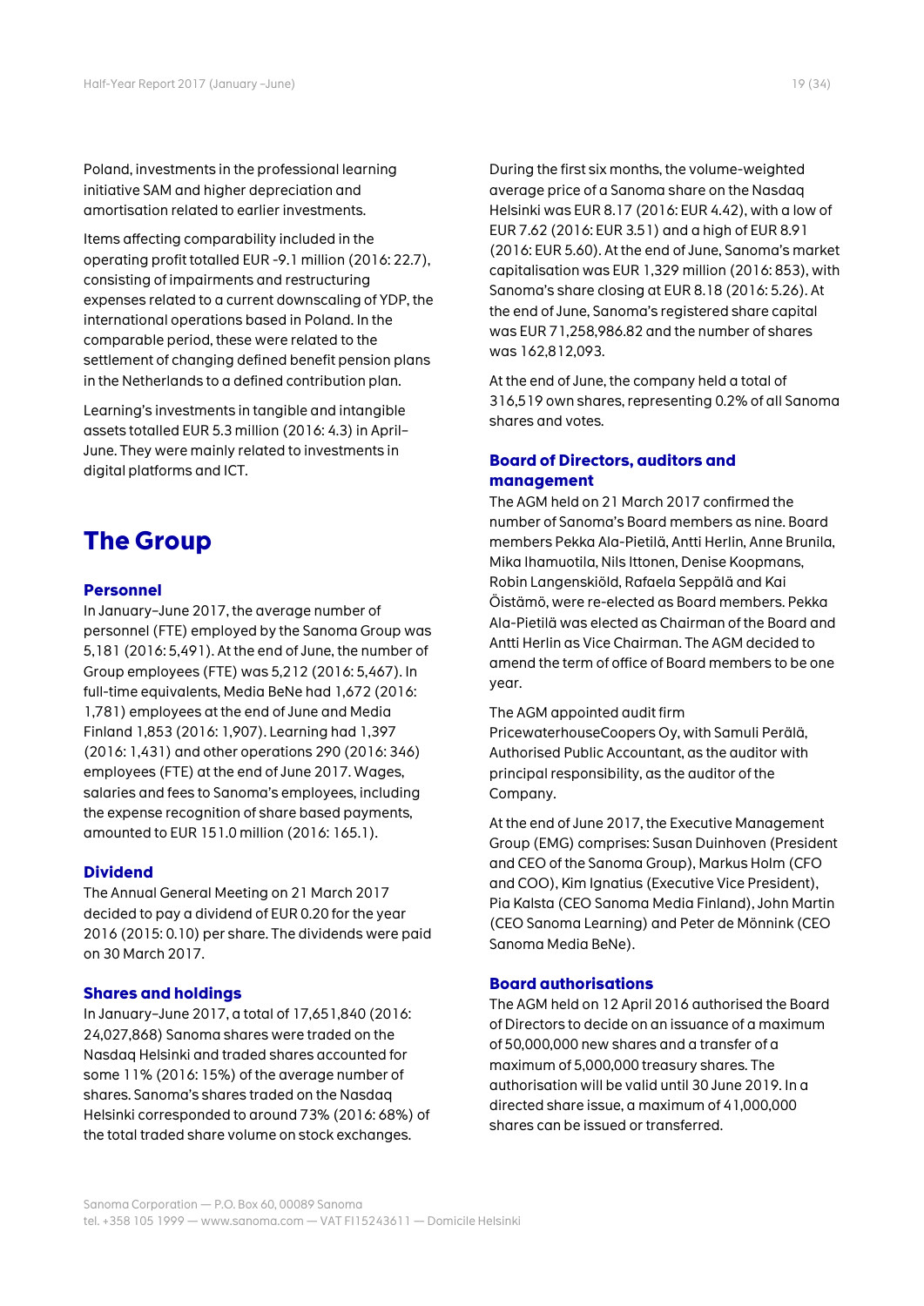Poland, investments in the professional learning initiative SAM and higher depreciation and amortisation related to earlier investments.

Items affecting comparability included in the operating profit totalled EUR -9.1 million (2016: 22.7), consisting of impairments and restructuring expenses related to a current downscaling of YDP, the international operations based in Poland. In the comparable period, these were related to the settlement of changing defined benefit pension plans in the Netherlands to a defined contribution plan.

Learning's investments in tangible and intangible assets totalled EUR 5.3 million (2016: 4.3) in April–June. They were mainly related to investments in digital platforms and ICT.

# The Group

### Personnel

In January–June 2017, the average number of personnel (FTE) employed by the Sanoma Group was 5,181 (2016: 5,491). At the end of June, the number of Group employees (FTE) was 5,212 (2016: 5,467). In full-time equivalents, Media BeNe had 1,672 (2016: 1,781) employees at the end of June and Media Finland 1,853 (2016: 1,907). Learning had 1,397 (2016: 1,431) and other operations 290 (2016: 346) employees (FTE) at the end of June 2017. Wages, salaries and fees to Sanoma's employees, including the expense recognition of share based payments, amounted to EUR 151.0 million (2016: 165.1).

### Dividend

The Annual General Meeting on 21 March 2017 decided to pay a dividend of EUR 0.20 for the year 2016 (2015: 0.10) per share. The dividends were paid on 30 March 2017.

### Shares and holdings

In January–June 2017, a total of 17,651,840 (2016: 24,027,868) Sanoma shares were traded on the Nasdaq Helsinki and traded shares accounted for some 11% (2016: 15%) of the average number of shares. Sanoma's shares traded on the Nasdaq Helsinki corresponded to around 73% (2016: 68%) of the total traded share volume on stock exchanges.

During the first six months, the volume-weighted average price of a Sanoma share on the Nasdaq Helsinki was EUR 8.17 (2016: EUR 4.42), with a low of EUR 7.62 (2016: EUR 3.51) and a high of EUR 8.91 (2016: EUR 5.60). At the end of June, Sanoma's market capitalisation was EUR 1,329 million (2016: 853), with Sanoma's share closing at EUR 8.18 (2016: 5.26). At the end of June, Sanoma's registered share capital was EUR 71,258,986.82 and the number of shares was 162,812,093.

At the end of June, the company held a total of 316,519 own shares, representing 0.2% of all Sanoma shares and votes.

### Board of Directors, auditors and management

The AGM held on 21 March 2017 confirmed the number of Sanoma's Board members as nine. Board members Pekka Ala-Pietilä, Antti Herlin, Anne Brunila, Mika Ihamuotila, Nils Ittonen, Denise Koopmans, Robin Langenskiöld, Rafaela Seppälä and Kai Öistämö, were re-elected as Board members. Pekka Ala-Pietilä was elected as Chairman of the Board and Antti Herlin as Vice Chairman. The AGM decided to amend the term of office of Board members to be one year.

The AGM appointed audit firm PricewaterhouseCoopers Oy, with Samuli Perälä, Authorised Public Accountant, as the auditor with principal responsibility, as the auditor of the Company.

At the end of June 2017, the Executive Management Group (EMG) comprises: Susan Duinhoven (President and CEO of the Sanoma Group), Markus Holm (CFO and COO), Kim Ignatius (Executive Vice President), Pia Kalsta (CEO Sanoma Media Finland), John Martin (CEO Sanoma Learning) and Peter de Mönnink (CEO Sanoma Media BeNe).

### Board authorisations

The AGM held on 12 April 2016 authorised the Board of Directors to decide on an issuance of a maximum of 50,000,000 new shares and a transfer of a maximum of 5,000,000 treasury shares. The authorisation will be valid until 30 June 2019. In a directed share issue, a maximum of 41,000,000 shares can be issued or transferred.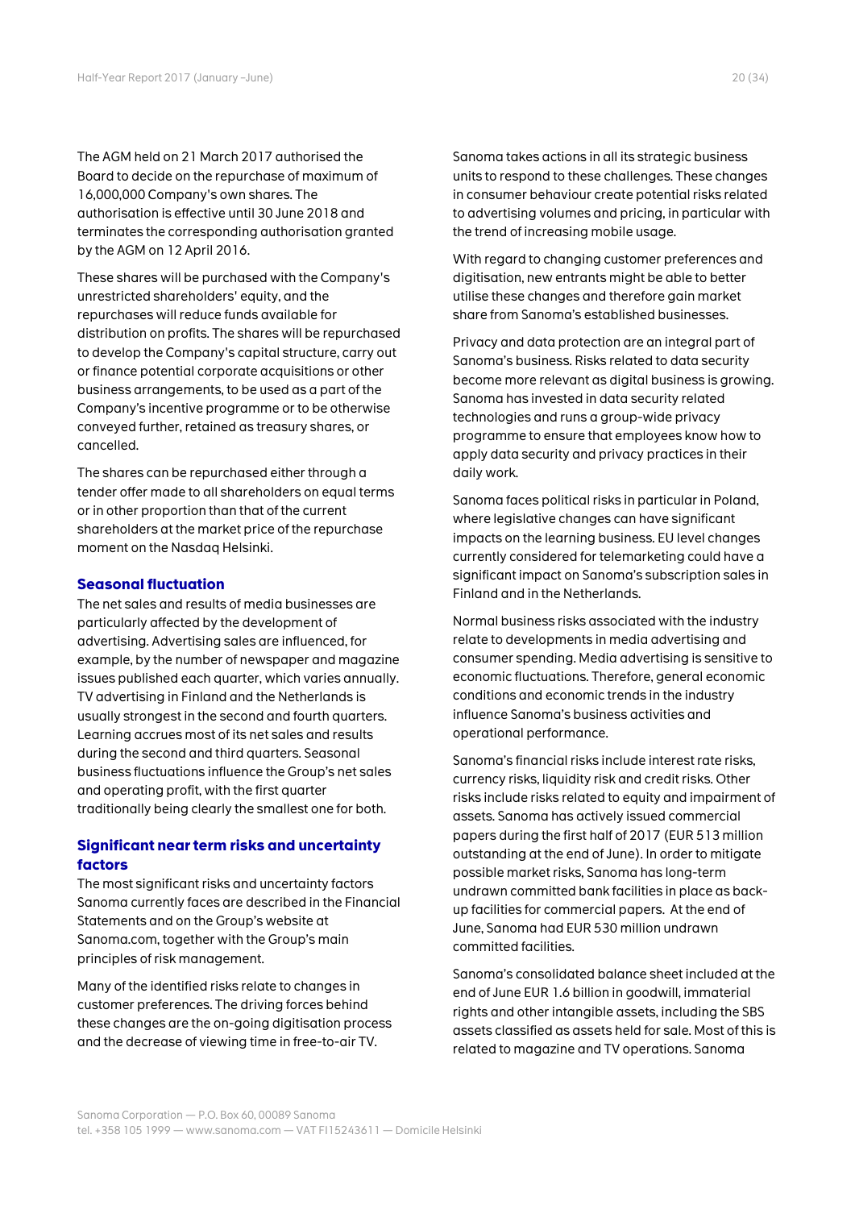The AGM held on 21 March 2017 authorised the Board to decide on the repurchase of maximum of 16,000,000 Company's own shares. The authorisation is effective until 30 June 2018 and terminates the corresponding authorisation granted by the AGM on 12 April 2016.

These shares will be purchased with the Company's unrestricted shareholders' equity, and the repurchases will reduce funds available for distribution on profits. The shares will be repurchased to develop the Company's capital structure, carry out or finance potential corporate acquisitions or other business arrangements, to be used as a part of the Company's incentive programme or to be otherwise conveyed further, retained as treasury shares, or cancelled.

The shares can be repurchased either through a tender offer made to all shareholders on equal terms or in other proportion than that of the current shareholders at the market price of the repurchase moment on the Nasdaq Helsinki.

## Seasonal fluctuation

The net sales and results of media businesses are particularly affected by the development of advertising. Advertising sales are influenced, for example, by the number of newspaper and magazine issues published each quarter, which varies annually. TV advertising in Finland and the Netherlands is usually strongest in the second and fourth quarters. Learning accrues most of its net sales and results during the second and third quarters. Seasonal business fluctuations influence the Group's net sales and operating profit, with the first quarter traditionally being clearly the smallest one for both.

## Significant near term risks and uncertainty factors

The most significant risks and uncertainty factors Sanoma currently faces are described in the Financial Statements and on the Group's website at Sanoma.com, together with the Group's main principles of risk management.

Many of the identified risks relate to changes in customer preferences. The driving forces behind these changes are the on-going digitisation process and the decrease of viewing time in free-to-air TV.

Sanoma takes actions in all its strategic business units to respond to these challenges. These changes in consumer behaviour create potential risks related to advertising volumes and pricing, in particular with the trend of increasing mobile usage.

With regard to changing customer preferences and digitisation, new entrants might be able to better utilise these changes and therefore gain market share from Sanoma's established businesses.

Privacy and data protection are an integral part of Sanoma's business. Risks related to data security become more relevant as digital business is growing. Sanoma has invested in data security related technologies and runs a group-wide privacy programme to ensure that employees know how to apply data security and privacy practices in their daily work.

Sanoma faces political risks in particular in Poland, where legislative changes can have significant impacts on the learning business. EU level changes currently considered for telemarketing could have a significant impact on Sanoma's subscription sales in Finland and in the Netherlands.

Normal business risks associated with the industry relate to developments in media advertising and consumer spending. Media advertising is sensitive to economic fluctuations. Therefore, general economic conditions and economic trends in the industry influence Sanoma's business activities and operational performance.

Sanoma's financial risks include interest rate risks, currency risks, liquidity risk and credit risks. Other risks include risks related to equity and impairment of assets. Sanoma has actively issued commercial papers during the first half of 2017 (EUR 513 million outstanding at the end of June). In order to mitigate possible market risks, Sanoma has long-term undrawn committed bank facilities in place as back-up facilities for commercial papers. At the end of June, Sanoma had EUR 530 million undrawn committed facilities.

Sanoma's consolidated balance sheet included at the end of June EUR 1.6 billion in goodwill, immaterial rights and other intangible assets, including the SBS assets classified as assets held for sale. Most of this is related to magazine and TV operations. Sanoma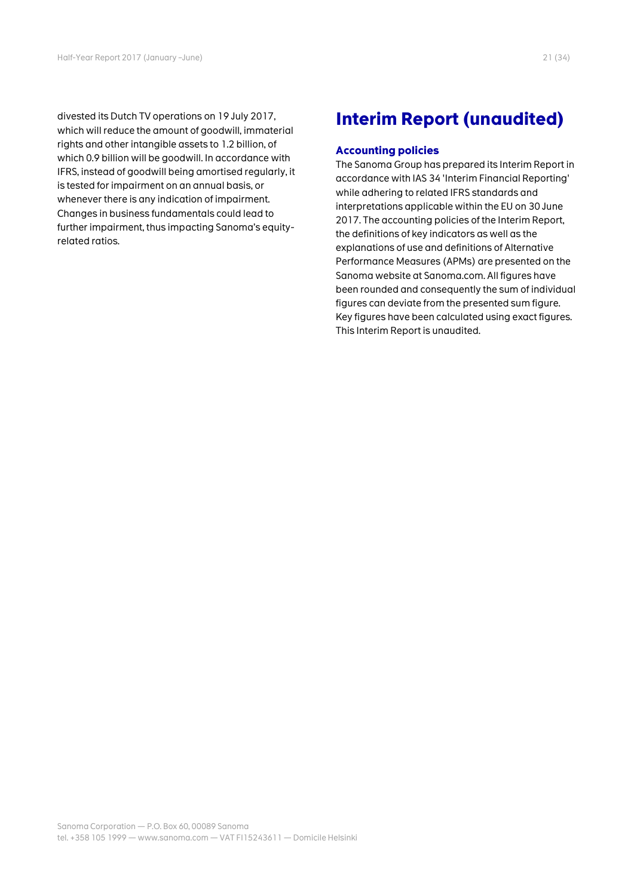divested its Dutch TV operations on 19 July 2017, which will reduce the amount of goodwill, immaterial rights and other intangible assets to 1.2 billion, of which 0.9 billion will be goodwill. In accordance with IFRS, instead of goodwill being amortised regularly, it is tested for impairment on an annual basis, or whenever there is any indication of impairment. Changes in business fundamentals could lead to further impairment, thus impacting Sanoma's equity-related ratios.

# Interim Report (unaudited)

## Accounting policies

The Sanoma Group has prepared its Interim Report in accordance with IAS 34 'Interim Financial Reporting' while adhering to related IFRS standards and interpretations applicable within the EU on 30 June 2017. The accounting policies of the Interim Report, the definitions of key indicators as well as the explanations of use and definitions of Alternative Performance Measures (APMs) are presented on the Sanoma website at Sanoma.com. All figures have been rounded and consequently the sum of individual figures can deviate from the presented sum figure. Key figures have been calculated using exact figures. This Interim Report is unaudited.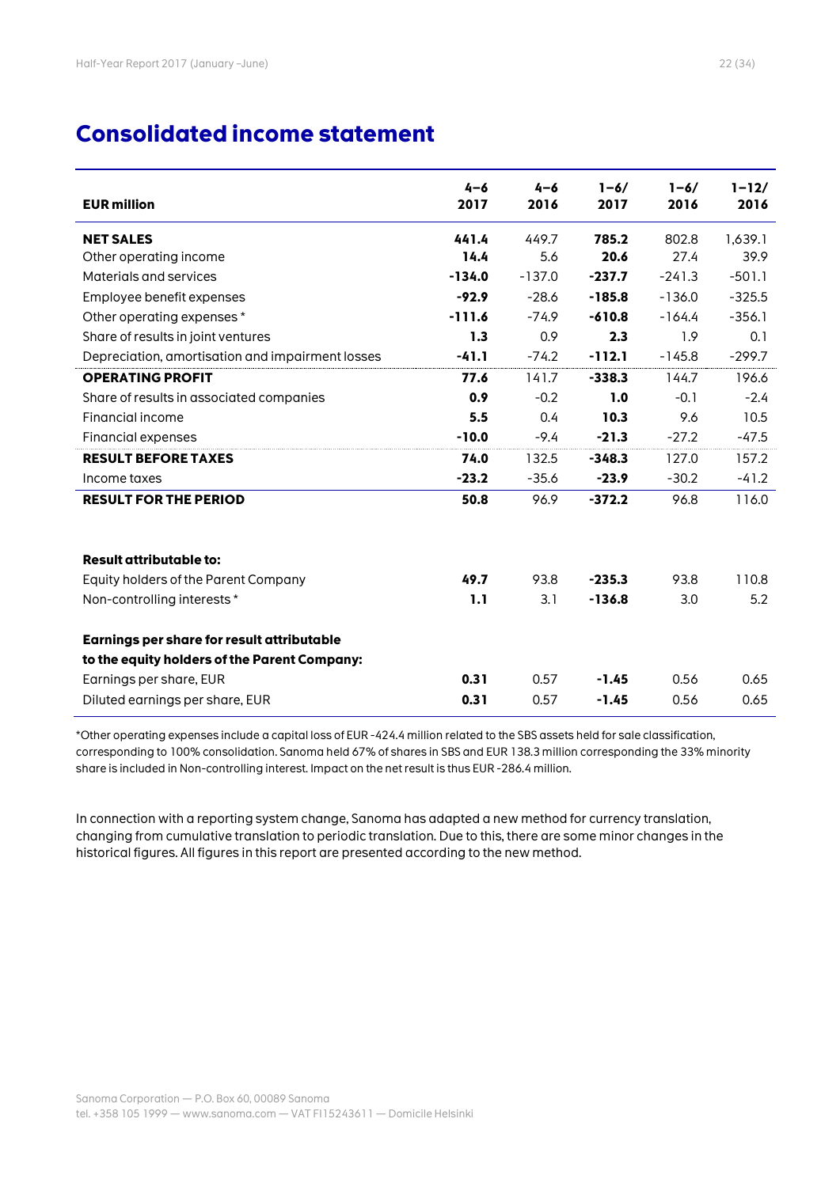# Consolidated income statement

| EUR million | 4–6 2017 | 4–6 2016 | 1–6/ 2017 | 1–6/ 2016 | 1–12/ 2016 |
|---|---|---|---|---|---|
| **NET SALES** | **441.4** | 449.7 | **785.2** | 802.8 | 1,639.1 |
| Other operating income | **14.4** | 5.6 | **20.6** | 27.4 | 39.9 |
| Materials and services | **-134.0** | -137.0 | **-237.7** | -241.3 | -501.1 |
| Employee benefit expenses | **-92.9** | -28.6 | **-185.8** | -136.0 | -325.5 |
| Other operating expenses * | **-111.6** | -74.9 | **-610.8** | -164.4 | -356.1 |
| Share of results in joint ventures | **1.3** | 0.9 | **2.3** | 1.9 | 0.1 |
| Depreciation, amortisation and impairment losses | **-41.1** | -74.2 | **-112.1** | -145.8 | -299.7 |
| **OPERATING PROFIT** | **77.6** | 141.7 | **-338.3** | 144.7 | 196.6 |
| Share of results in associated companies | **0.9** | -0.2 | **1.0** | -0.1 | -2.4 |
| Financial income | **5.5** | 0.4 | **10.3** | 9.6 | 10.5 |
| Financial expenses | **-10.0** | -9.4 | **-21.3** | -27.2 | -47.5 |
| **RESULT BEFORE TAXES** | **74.0** | 132.5 | **-348.3** | 127.0 | 157.2 |
| Income taxes | **-23.2** | -35.6 | **-23.9** | -30.2 | -41.2 |
| **RESULT FOR THE PERIOD** | **50.8** | 96.9 | **-372.2** | 96.8 | 116.0 |
| | | | | | |
| **Result attributable to:** | | | | | |
| Equity holders of the Parent Company | **49.7** | 93.8 | **-235.3** | 93.8 | 110.8 |
| Non-controlling interests * | **1.1** | 3.1 | **-136.8** | 3.0 | 5.2 |
| | | | | | |
| **Earnings per share for result attributable to the equity holders of the Parent Company:** | | | | | |
| Earnings per share, EUR | **0.31** | 0.57 | **-1.45** | 0.56 | 0.65 |
| Diluted earnings per share, EUR | **0.31** | 0.57 | **-1.45** | 0.56 | 0.65 |

*Other operating expenses include a capital loss of EUR -424.4 million related to the SBS assets held for sale classification, corresponding to 100% consolidation. Sanoma held 67% of shares in SBS and EUR 138.3 million corresponding the 33% minority share is included in Non-controlling interest. Impact on the net result is thus EUR -286.4 million.

In connection with a reporting system change, Sanoma has adapted a new method for currency translation, changing from cumulative translation to periodic translation. Due to this, there are some minor changes in the historical figures. All figures in this report are presented according to the new method.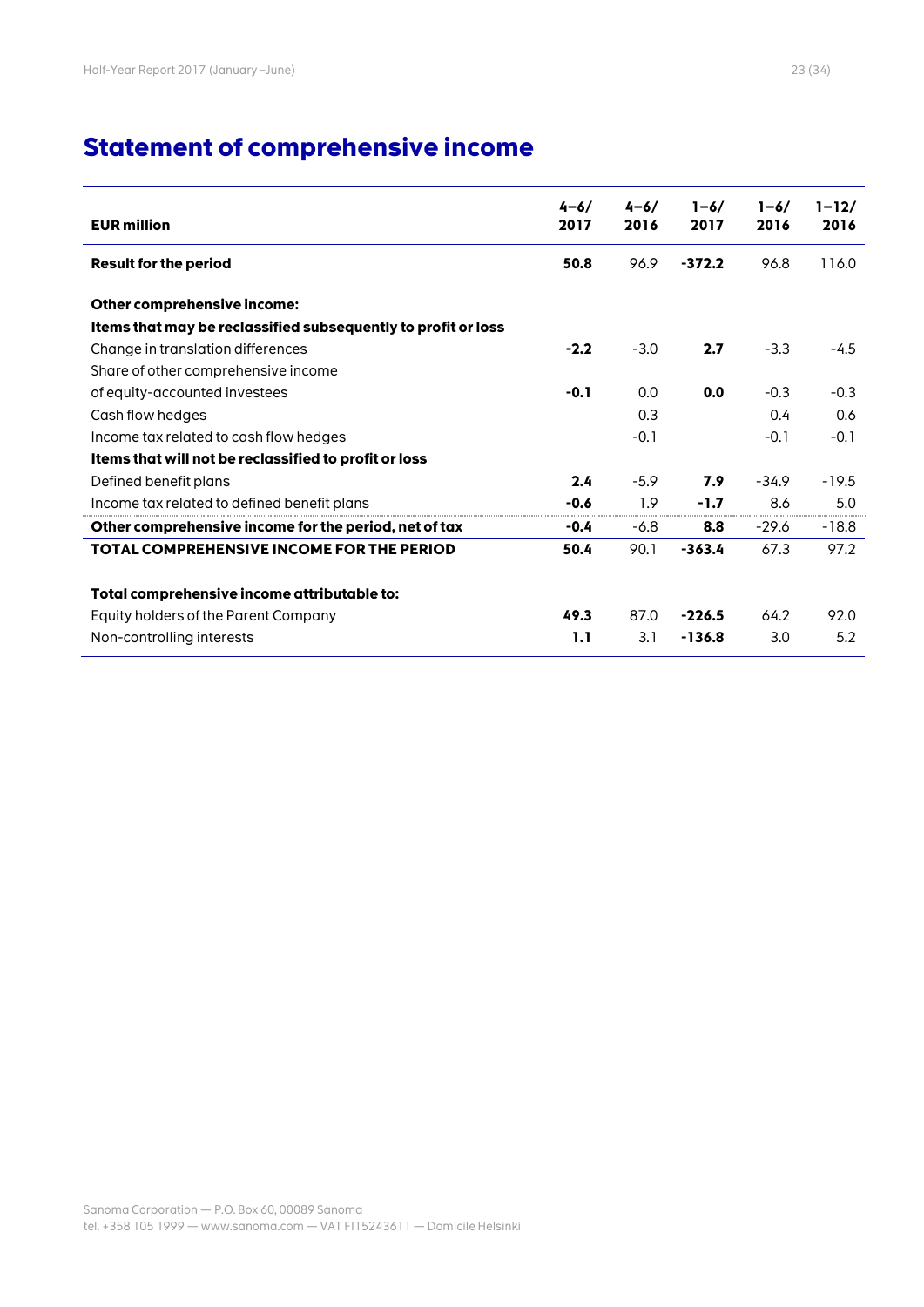# Statement of comprehensive income

| EUR million | 4–6/ 2017 | 4–6/ 2016 | 1–6/ 2017 | 1–6/ 2016 | 1–12/ 2016 |
|---|---|---|---|---|---|
| **Result for the period** | **50.8** | 96.9 | **-372.2** | 96.8 | 116.0 |
| | | | | | |
| **Other comprehensive income:** | | | | | |
| **Items that may be reclassified subsequently to profit or loss** | | | | | |
| Change in translation differences | **-2.2** | -3.0 | **2.7** | -3.3 | -4.5 |
| Share of other comprehensive income of equity-accounted investees | **-0.1** | 0.0 | **0.0** | -0.3 | -0.3 |
| Cash flow hedges | | 0.3 | | 0.4 | 0.6 |
| Income tax related to cash flow hedges | | -0.1 | | -0.1 | -0.1 |
| **Items that will not be reclassified to profit or loss** | | | | | |
| Defined benefit plans | **2.4** | -5.9 | **7.9** | -34.9 | -19.5 |
| Income tax related to defined benefit plans | **-0.6** | 1.9 | **-1.7** | 8.6 | 5.0 |
| **Other comprehensive income for the period, net of tax** | **-0.4** | -6.8 | **8.8** | -29.6 | -18.8 |
| **TOTAL COMPREHENSIVE INCOME FOR THE PERIOD** | **50.4** | 90.1 | **-363.4** | 67.3 | 97.2 |
| | | | | | |
| **Total comprehensive income attributable to:** | | | | | |
| Equity holders of the Parent Company | **49.3** | 87.0 | **-226.5** | 64.2 | 92.0 |
| Non-controlling interests | **1.1** | 3.1 | **-136.8** | 3.0 | 5.2 |

Sanoma Corporation — P.O. Box 60, 00089 Sanoma
tel. +358 105 1999 — www.sanoma.com — VAT FI15243611 — Domicile Helsinki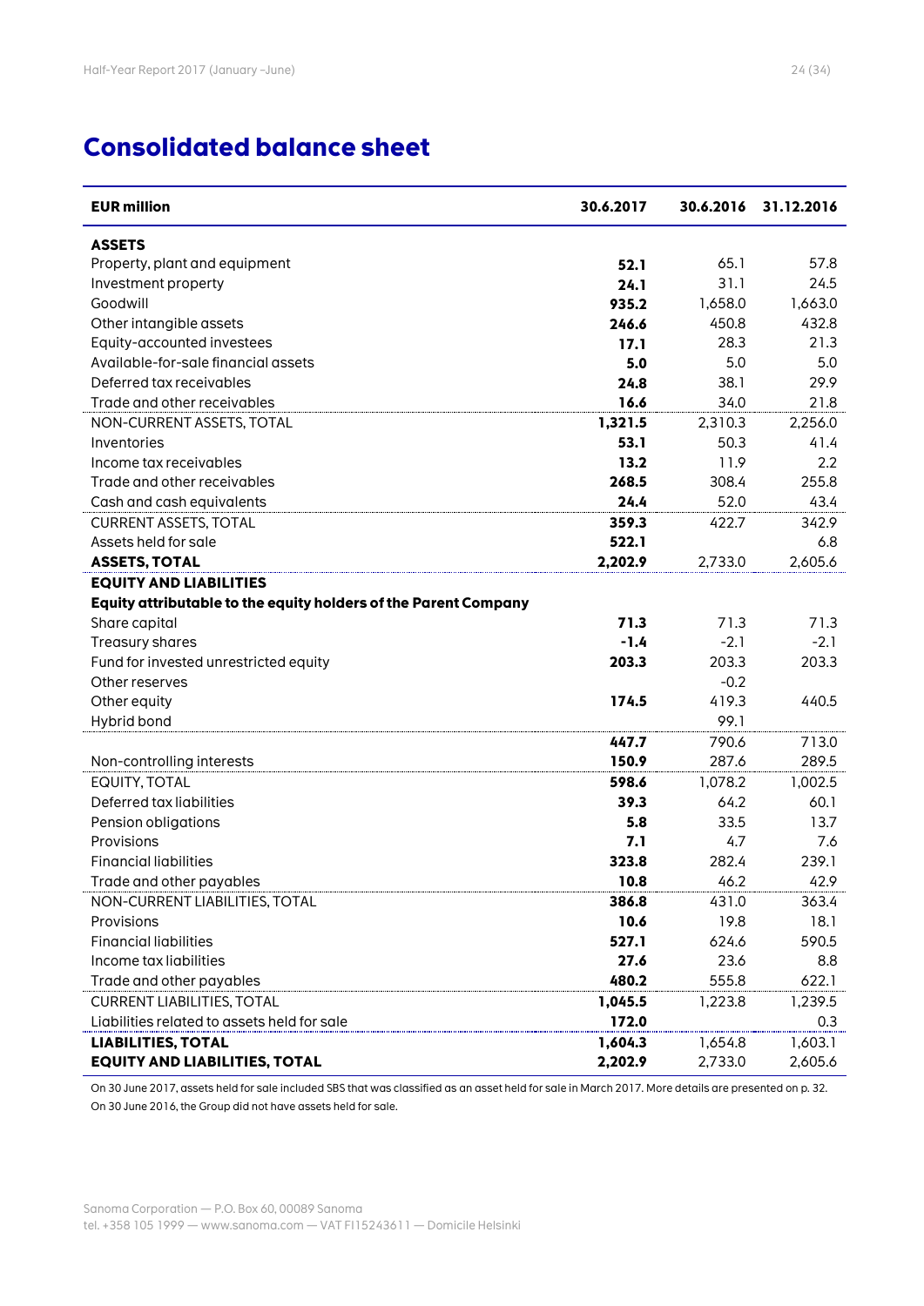# Consolidated balance sheet

| EUR million | 30.6.2017 | 30.6.2016 | 31.12.2016 |
|---|---|---|---|
| **ASSETS** | | | |
| Property, plant and equipment | **52.1** | 65.1 | 57.8 |
| Investment property | **24.1** | 31.1 | 24.5 |
| Goodwill | **935.2** | 1,658.0 | 1,663.0 |
| Other intangible assets | **246.6** | 450.8 | 432.8 |
| Equity-accounted investees | **17.1** | 28.3 | 21.3 |
| Available-for-sale financial assets | **5.0** | 5.0 | 5.0 |
| Deferred tax receivables | **24.8** | 38.1 | 29.9 |
| Trade and other receivables | **16.6** | 34.0 | 21.8 |
| NON-CURRENT ASSETS, TOTAL | **1,321.5** | 2,310.3 | 2,256.0 |
| Inventories | **53.1** | 50.3 | 41.4 |
| Income tax receivables | **13.2** | 11.9 | 2.2 |
| Trade and other receivables | **268.5** | 308.4 | 255.8 |
| Cash and cash equivalents | **24.4** | 52.0 | 43.4 |
| CURRENT ASSETS, TOTAL | **359.3** | 422.7 | 342.9 |
| Assets held for sale | **522.1** | | 6.8 |
| **ASSETS, TOTAL** | **2,202.9** | 2,733.0 | 2,605.6 |
| **EQUITY AND LIABILITIES** | | | |
| **Equity attributable to the equity holders of the Parent Company** | | | |
| Share capital | **71.3** | 71.3 | 71.3 |
| Treasury shares | **-1.4** | -2.1 | -2.1 |
| Fund for invested unrestricted equity | **203.3** | 203.3 | 203.3 |
| Other reserves | | -0.2 | |
| Other equity | **174.5** | 419.3 | 440.5 |
| Hybrid bond | | 99.1 | |
| | **447.7** | 790.6 | 713.0 |
| Non-controlling interests | **150.9** | 287.6 | 289.5 |
| EQUITY, TOTAL | **598.6** | 1,078.2 | 1,002.5 |
| Deferred tax liabilities | **39.3** | 64.2 | 60.1 |
| Pension obligations | **5.8** | 33.5 | 13.7 |
| Provisions | **7.1** | 4.7 | 7.6 |
| Financial liabilities | **323.8** | 282.4 | 239.1 |
| Trade and other payables | **10.8** | 46.2 | 42.9 |
| NON-CURRENT LIABILITIES, TOTAL | **386.8** | 431.0 | 363.4 |
| Provisions | **10.6** | 19.8 | 18.1 |
| Financial liabilities | **527.1** | 624.6 | 590.5 |
| Income tax liabilities | **27.6** | 23.6 | 8.8 |
| Trade and other payables | **480.2** | 555.8 | 622.1 |
| CURRENT LIABILITIES, TOTAL | **1,045.5** | 1,223.8 | 1,239.5 |
| Liabilities related to assets held for sale | **172.0** | | 0.3 |
| **LIABILITIES, TOTAL** | **1,604.3** | 1,654.8 | 1,603.1 |
| **EQUITY AND LIABILITIES, TOTAL** | **2,202.9** | 2,733.0 | 2,605.6 |

On 30 June 2017, assets held for sale included SBS that was classified as an asset held for sale in March 2017. More details are presented on p. 32.
On 30 June 2016, the Group did not have assets held for sale.

Sanoma Corporation — P.O. Box 60, 00089 Sanoma
tel. +358 105 1999 — www.sanoma.com — VAT FI15243611 — Domicile Helsinki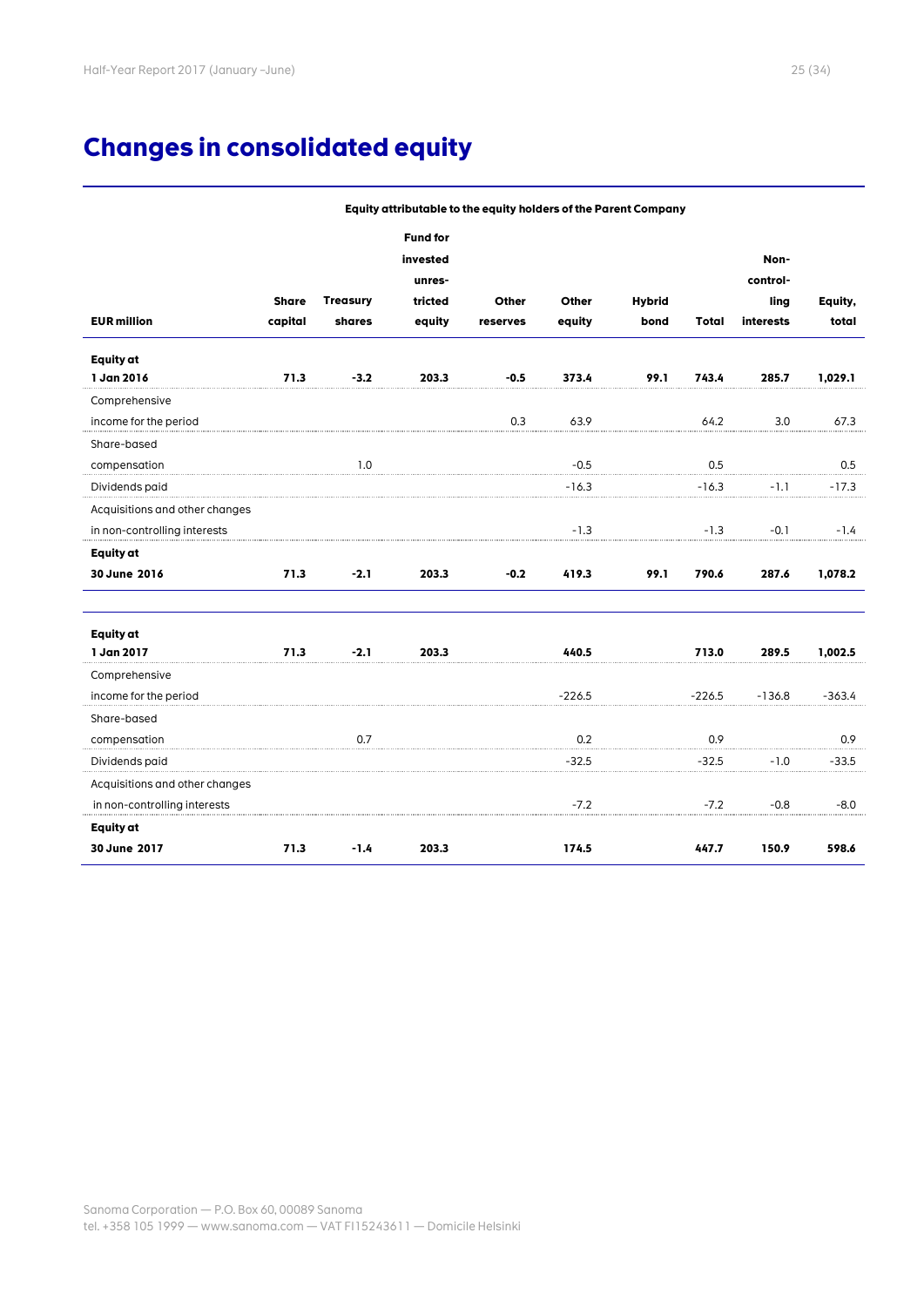# Changes in consolidated equity

| | Equity attributable to the equity holders of the Parent Company | | | | | | | | |
|---|---|---|---|---|---|---|---|---|---|
| EUR million | Share capital | Treasury shares | Fund for invested unrestricted equity | Other reserves | Other equity | Hybrid bond | Total | Non-controlling interests | Equity, total |
| **Equity at 1 Jan 2016** | **71.3** | **-3.2** | **203.3** | **-0.5** | **373.4** | **99.1** | **743.4** | **285.7** | **1,029.1** |
| Comprehensive income for the period | | | | 0.3 | 63.9 | | 64.2 | 3.0 | 67.3 |
| Share-based compensation | | 1.0 | | | -0.5 | | 0.5 | | 0.5 |
| Dividends paid | | | | | -16.3 | | -16.3 | -1.1 | -17.3 |
| Acquisitions and other changes in non-controlling interests | | | | | -1.3 | | -1.3 | -0.1 | -1.4 |
| **Equity at 30 June 2016** | **71.3** | **-2.1** | **203.3** | **-0.2** | **419.3** | **99.1** | **790.6** | **287.6** | **1,078.2** |
| | | | | | | | | | |
| **Equity at 1 Jan 2017** | **71.3** | **-2.1** | **203.3** | | **440.5** | | **713.0** | **289.5** | **1,002.5** |
| Comprehensive income for the period | | | | | -226.5 | | -226.5 | -136.8 | -363.4 |
| Share-based compensation | | 0.7 | | | 0.2 | | 0.9 | | 0.9 |
| Dividends paid | | | | | -32.5 | | -32.5 | -1.0 | -33.5 |
| Acquisitions and other changes in non-controlling interests | | | | | -7.2 | | -7.2 | -0.8 | -8.0 |
| **Equity at 30 June 2017** | **71.3** | **-1.4** | **203.3** | | **174.5** | | **447.7** | **150.9** | **598.6** |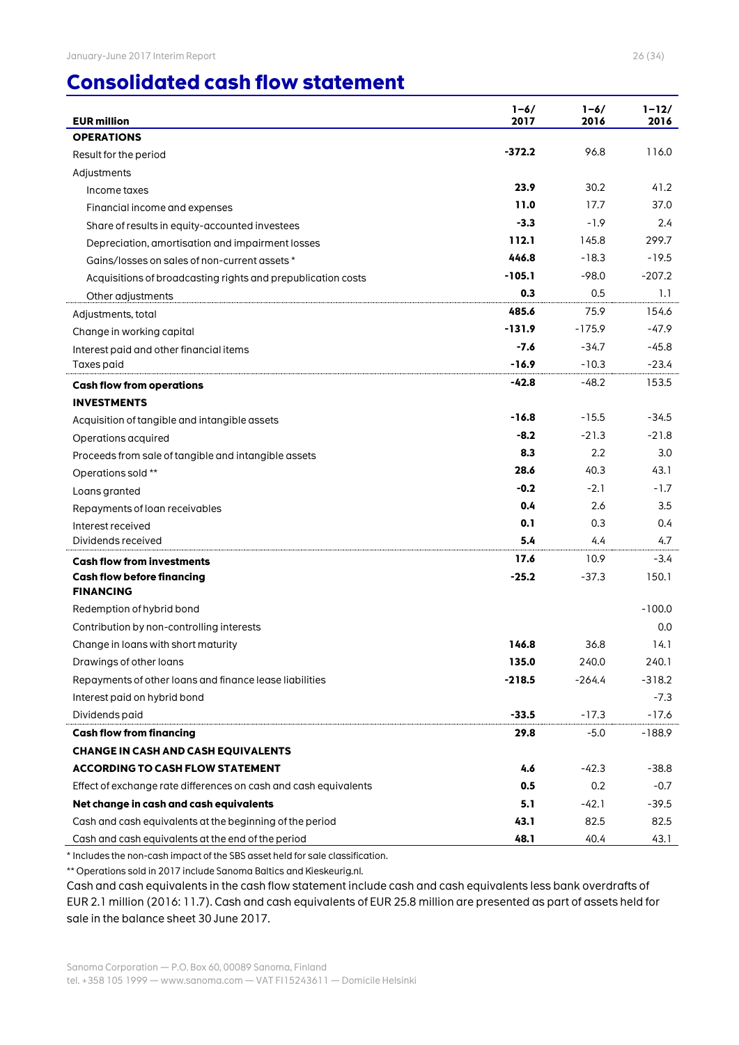# Consolidated cash flow statement

| EUR million | 1–6/ 2017 | 1–6/ 2016 | 1–12/ 2016 |
|---|---|---|---|
| **OPERATIONS** | | | |
| Result for the period | **-372.2** | 96.8 | 116.0 |
| Adjustments | | | |
| Income taxes | **23.9** | 30.2 | 41.2 |
| Financial income and expenses | **11.0** | 17.7 | 37.0 |
| Share of results in equity-accounted investees | **-3.3** | -1.9 | 2.4 |
| Depreciation, amortisation and impairment losses | **112.1** | 145.8 | 299.7 |
| Gains/losses on sales of non-current assets * | **446.8** | -18.3 | -19.5 |
| Acquisitions of broadcasting rights and prepublication costs | **-105.1** | -98.0 | -207.2 |
| Other adjustments | **0.3** | 0.5 | 1.1 |
| Adjustments, total | **485.6** | 75.9 | 154.6 |
| Change in working capital | **-131.9** | -175.9 | -47.9 |
| Interest paid and other financial items | **-7.6** | -34.7 | -45.8 |
| Taxes paid | **-16.9** | -10.3 | -23.4 |
| **Cash flow from operations** | **-42.8** | -48.2 | 153.5 |
| **INVESTMENTS** | | | |
| Acquisition of tangible and intangible assets | **-16.8** | -15.5 | -34.5 |
| Operations acquired | **-8.2** | -21.3 | -21.8 |
| Proceeds from sale of tangible and intangible assets | **8.3** | 2.2 | 3.0 |
| Operations sold ** | **28.6** | 40.3 | 43.1 |
| Loans granted | **-0.2** | -2.1 | -1.7 |
| Repayments of loan receivables | **0.4** | 2.6 | 3.5 |
| Interest received | **0.1** | 0.3 | 0.4 |
| Dividends received | **5.4** | 4.4 | 4.7 |
| **Cash flow from investments** | **17.6** | 10.9 | -3.4 |
| **Cash flow before financing** | **-25.2** | -37.3 | 150.1 |
| **FINANCING** | | | |
| Redemption of hybrid bond | | | -100.0 |
| Contribution by non-controlling interests | | | 0.0 |
| Change in loans with short maturity | **146.8** | 36.8 | 14.1 |
| Drawings of other loans | **135.0** | 240.0 | 240.1 |
| Repayments of other loans and finance lease liabilities | **-218.5** | -264.4 | -318.2 |
| Interest paid on hybrid bond | | | -7.3 |
| Dividends paid | **-33.5** | -17.3 | -17.6 |
| **Cash flow from financing** | **29.8** | -5.0 | -188.9 |
| **CHANGE IN CASH AND CASH EQUIVALENTS ACCORDING TO CASH FLOW STATEMENT** | **4.6** | -42.3 | -38.8 |
| Effect of exchange rate differences on cash and cash equivalents | **0.5** | 0.2 | -0.7 |
| **Net change in cash and cash equivalents** | **5.1** | -42.1 | -39.5 |
| Cash and cash equivalents at the beginning of the period | **43.1** | 82.5 | 82.5 |
| Cash and cash equivalents at the end of the period | **48.1** | 40.4 | 43.1 |

\* Includes the non-cash impact of the SBS asset held for sale classification.

** Operations sold in 2017 include Sanoma Baltics and Kieskeurig.nl.

Cash and cash equivalents in the cash flow statement include cash and cash equivalents less bank overdrafts of EUR 2.1 million (2016: 11.7). Cash and cash equivalents of EUR 25.8 million are presented as part of assets held for sale in the balance sheet 30 June 2017.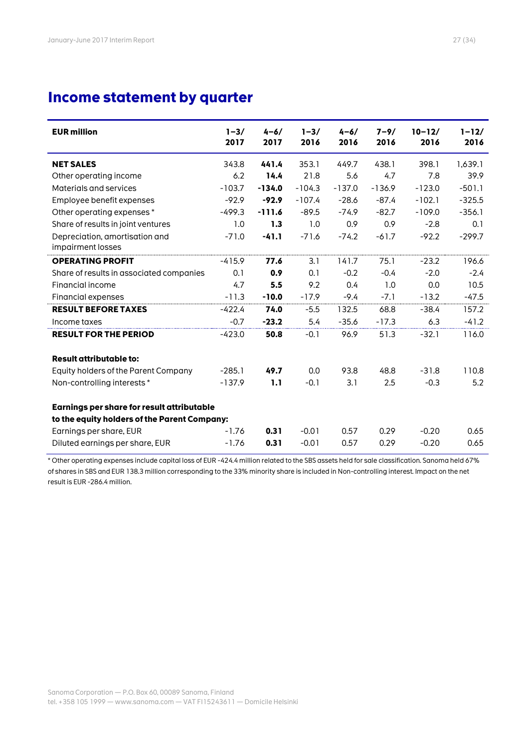## Income statement by quarter

| EUR million | 1–3/ 2017 | 4–6/ 2017 | 1–3/ 2016 | 4–6/ 2016 | 7–9/ 2016 | 10–12/ 2016 | 1–12/ 2016 |
|---|---|---|---|---|---|---|---|
| **NET SALES** | 343.8 | **441.4** | 353.1 | 449.7 | 438.1 | 398.1 | 1,639.1 |
| Other operating income | 6.2 | **14.4** | 21.8 | 5.6 | 4.7 | 7.8 | 39.9 |
| Materials and services | -103.7 | **-134.0** | -104.3 | -137.0 | -136.9 | -123.0 | -501.1 |
| Employee benefit expenses | -92.9 | **-92.9** | -107.4 | -28.6 | -87.4 | -102.1 | -325.5 |
| Other operating expenses * | -499.3 | **-111.6** | -89.5 | -74.9 | -82.7 | -109.0 | -356.1 |
| Share of results in joint ventures | 1.0 | **1.3** | 1.0 | 0.9 | 0.9 | -2.8 | 0.1 |
| Depreciation, amortisation and impairment losses | -71.0 | **-41.1** | -71.6 | -74.2 | -61.7 | -92.2 | -299.7 |
| **OPERATING PROFIT** | -415.9 | **77.6** | 3.1 | 141.7 | 75.1 | -23.2 | 196.6 |
| Share of results in associated companies | 0.1 | **0.9** | 0.1 | -0.2 | -0.4 | -2.0 | -2.4 |
| Financial income | 4.7 | **5.5** | 9.2 | 0.4 | 1.0 | 0.0 | 10.5 |
| Financial expenses | -11.3 | **-10.0** | -17.9 | -9.4 | -7.1 | -13.2 | -47.5 |
| **RESULT BEFORE TAXES** | -422.4 | **74.0** | -5.5 | 132.5 | 68.8 | -38.4 | 157.2 |
| Income taxes | -0.7 | **-23.2** | 5.4 | -35.6 | -17.3 | 6.3 | -41.2 |
| **RESULT FOR THE PERIOD** | -423.0 | **50.8** | -0.1 | 96.9 | 51.3 | -32.1 | 116.0 |
| | | | | | | | |
| **Result attributable to:** | | | | | | | |
| Equity holders of the Parent Company | -285.1 | **49.7** | 0.0 | 93.8 | 48.8 | -31.8 | 110.8 |
| Non-controlling interests * | -137.9 | **1.1** | -0.1 | 3.1 | 2.5 | -0.3 | 5.2 |
| | | | | | | | |
| **Earnings per share for result attributable to the equity holders of the Parent Company:** | | | | | | | |
| Earnings per share, EUR | -1.76 | **0.31** | -0.01 | 0.57 | 0.29 | -0.20 | 0.65 |
| Diluted earnings per share, EUR | -1.76 | **0.31** | -0.01 | 0.57 | 0.29 | -0.20 | 0.65 |

* Other operating expenses include capital loss of EUR -424.4 million related to the SBS assets held for sale classification. Sanoma held 67% of shares in SBS and EUR 138.3 million corresponding to the 33% minority share is included in Non-controlling interest. Impact on the net result is EUR -286.4 million.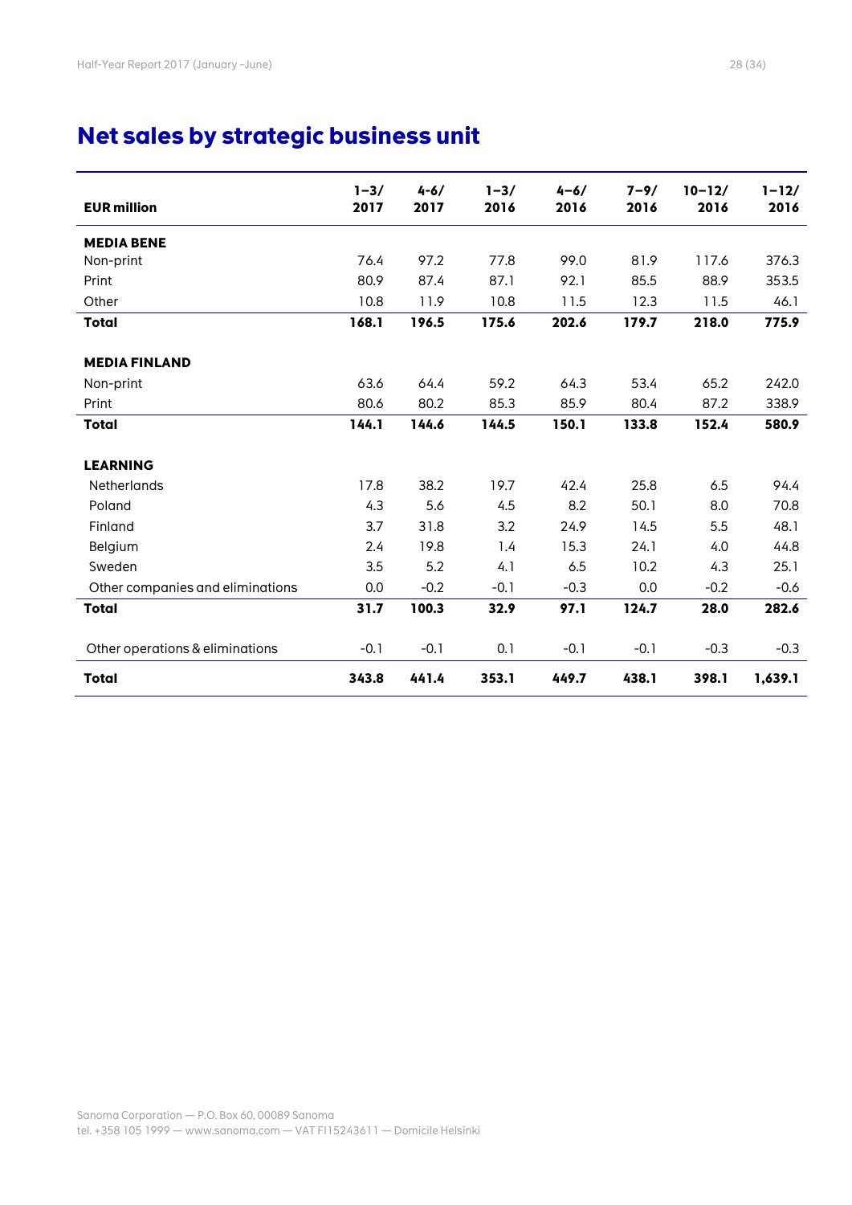# Net sales by strategic business unit

| EUR million | 1–3/ 2017 | 4-6/ 2017 | 1–3/ 2016 | 4–6/ 2016 | 7–9/ 2016 | 10–12/ 2016 | 1–12/ 2016 |
|---|---|---|---|---|---|---|---|
| **MEDIA BENE** | | | | | | | |
| Non-print | 76.4 | 97.2 | 77.8 | 99.0 | 81.9 | 117.6 | 376.3 |
| Print | 80.9 | 87.4 | 87.1 | 92.1 | 85.5 | 88.9 | 353.5 |
| Other | 10.8 | 11.9 | 10.8 | 11.5 | 12.3 | 11.5 | 46.1 |
| **Total** | **168.1** | **196.5** | **175.6** | **202.6** | **179.7** | **218.0** | **775.9** |
| **MEDIA FINLAND** | | | | | | | |
| Non-print | 63.6 | 64.4 | 59.2 | 64.3 | 53.4 | 65.2 | 242.0 |
| Print | 80.6 | 80.2 | 85.3 | 85.9 | 80.4 | 87.2 | 338.9 |
| **Total** | **144.1** | **144.6** | **144.5** | **150.1** | **133.8** | **152.4** | **580.9** |
| **LEARNING** | | | | | | | |
| Netherlands | 17.8 | 38.2 | 19.7 | 42.4 | 25.8 | 6.5 | 94.4 |
| Poland | 4.3 | 5.6 | 4.5 | 8.2 | 50.1 | 8.0 | 70.8 |
| Finland | 3.7 | 31.8 | 3.2 | 24.9 | 14.5 | 5.5 | 48.1 |
| Belgium | 2.4 | 19.8 | 1.4 | 15.3 | 24.1 | 4.0 | 44.8 |
| Sweden | 3.5 | 5.2 | 4.1 | 6.5 | 10.2 | 4.3 | 25.1 |
| Other companies and eliminations | 0.0 | -0.2 | -0.1 | -0.3 | 0.0 | -0.2 | -0.6 |
| **Total** | **31.7** | **100.3** | **32.9** | **97.1** | **124.7** | **28.0** | **282.6** |
| Other operations & eliminations | -0.1 | -0.1 | 0.1 | -0.1 | -0.1 | -0.3 | -0.3 |
| **Total** | **343.8** | **441.4** | **353.1** | **449.7** | **438.1** | **398.1** | **1,639.1** |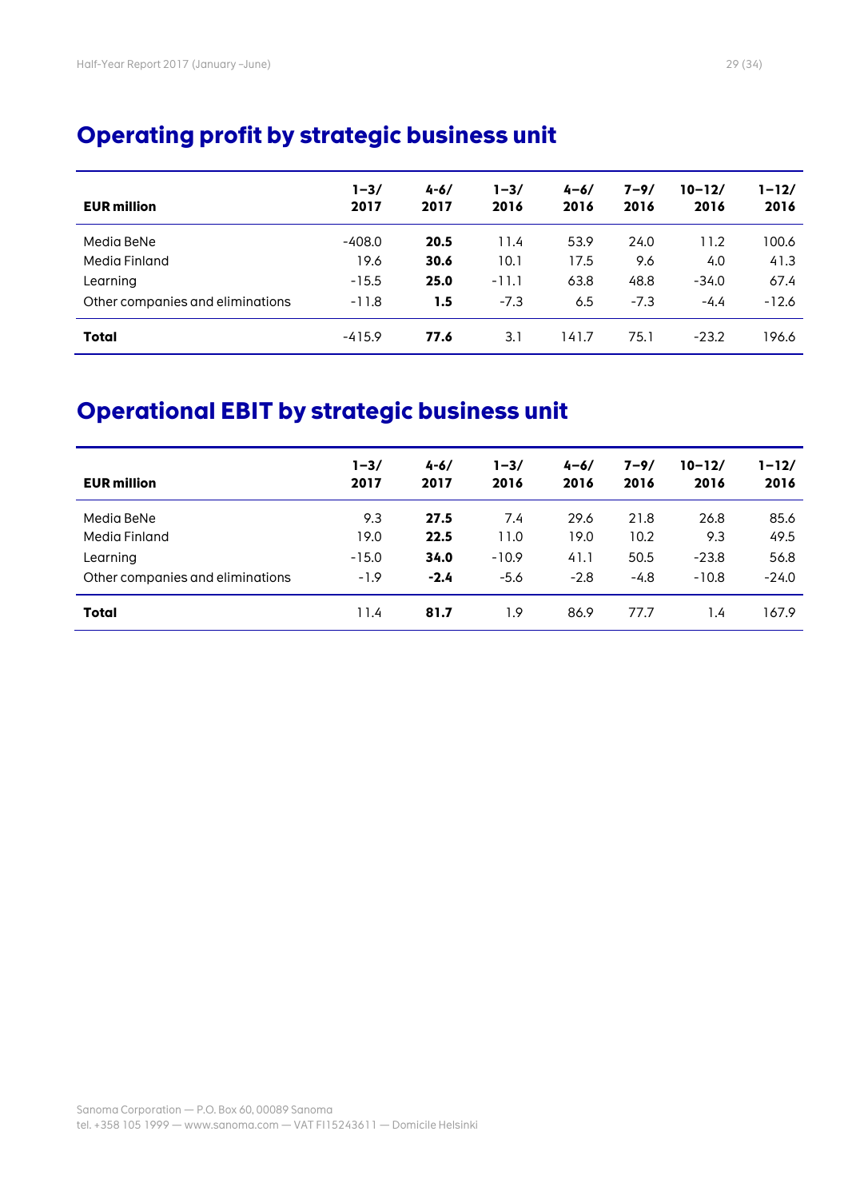## Operating profit by strategic business unit

| EUR million | 1–3/ 2017 | 4–6/ 2017 | 1–3/ 2016 | 4–6/ 2016 | 7–9/ 2016 | 10–12/ 2016 | 1–12/ 2016 |
|---|---|---|---|---|---|---|---|
| Media BeNe | -408.0 | **20.5** | 11.4 | 53.9 | 24.0 | 11.2 | 100.6 |
| Media Finland | 19.6 | **30.6** | 10.1 | 17.5 | 9.6 | 4.0 | 41.3 |
| Learning | -15.5 | **25.0** | -11.1 | 63.8 | 48.8 | -34.0 | 67.4 |
| Other companies and eliminations | -11.8 | **1.5** | -7.3 | 6.5 | -7.3 | -4.4 | -12.6 |
| **Total** | -415.9 | **77.6** | 3.1 | 141.7 | 75.1 | -23.2 | 196.6 |

## Operational EBIT by strategic business unit

| EUR million | 1–3/ 2017 | 4–6/ 2017 | 1–3/ 2016 | 4–6/ 2016 | 7–9/ 2016 | 10–12/ 2016 | 1–12/ 2016 |
|---|---|---|---|---|---|---|---|
| Media BeNe | 9.3 | **27.5** | 7.4 | 29.6 | 21.8 | 26.8 | 85.6 |
| Media Finland | 19.0 | **22.5** | 11.0 | 19.0 | 10.2 | 9.3 | 49.5 |
| Learning | -15.0 | **34.0** | -10.9 | 41.1 | 50.5 | -23.8 | 56.8 |
| Other companies and eliminations | -1.9 | **-2.4** | -5.6 | -2.8 | -4.8 | -10.8 | -24.0 |
| **Total** | 11.4 | **81.7** | 1.9 | 86.9 | 77.7 | 1.4 | 167.9 |

Sanoma Corporation — P.O. Box 60, 00089 Sanoma
tel. +358 105 1999 — www.sanoma.com — VAT FI15243611 — Domicile Helsinki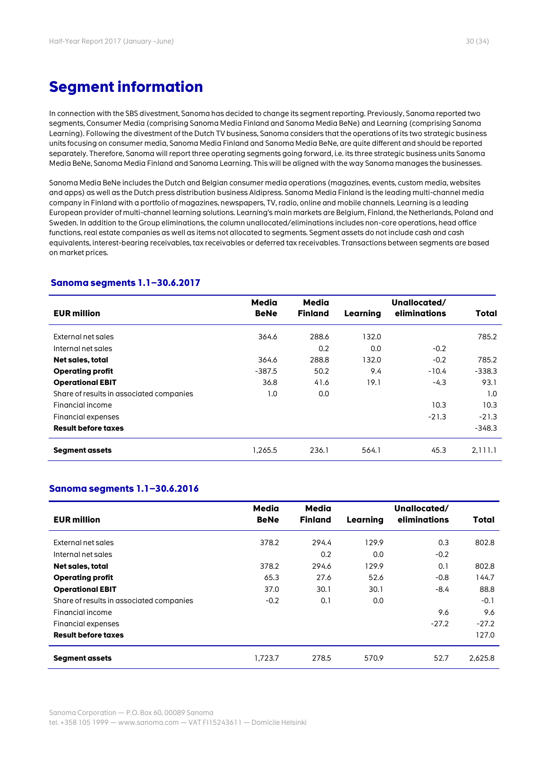# Segment information

In connection with the SBS divestment, Sanoma has decided to change its segment reporting. Previously, Sanoma reported two segments, Consumer Media (comprising Sanoma Media Finland and Sanoma Media BeNe) and Learning (comprising Sanoma Learning). Following the divestment of the Dutch TV business, Sanoma considers that the operations of its two strategic business units focusing on consumer media, Sanoma Media Finland and Sanoma Media BeNe, are quite different and should be reported separately. Therefore, Sanoma will report three operating segments going forward, i.e. its three strategic business units Sanoma Media BeNe, Sanoma Media Finland and Sanoma Learning. This will be aligned with the way Sanoma manages the businesses.

Sanoma Media BeNe includes the Dutch and Belgian consumer media operations (magazines, events, custom media, websites and apps) as well as the Dutch press distribution business Aldipress. Sanoma Media Finland is the leading multi-channel media company in Finland with a portfolio of magazines, newspapers, TV, radio, online and mobile channels. Learning is a leading European provider of multi-channel learning solutions. Learning's main markets are Belgium, Finland, the Netherlands, Poland and Sweden. In addition to the Group eliminations, the column unallocated/eliminations includes non-core operations, head office functions, real estate companies as well as items not allocated to segments. Segment assets do not include cash and cash equivalents, interest-bearing receivables, tax receivables or deferred tax receivables. Transactions between segments are based on market prices.

### Sanoma segments 1.1–30.6.2017

| EUR million | Media BeNe | Media Finland | Learning | Unallocated/ eliminations | Total |
|---|---|---|---|---|---|
| External net sales | 364.6 | 288.6 | 132.0 | | 785.2 |
| Internal net sales | | 0.2 | 0.0 | -0.2 | |
| **Net sales, total** | 364.6 | 288.8 | 132.0 | -0.2 | 785.2 |
| **Operating profit** | -387.5 | 50.2 | 9.4 | -10.4 | -338.3 |
| **Operational EBIT** | 36.8 | 41.6 | 19.1 | -4.3 | 93.1 |
| Share of results in associated companies | 1.0 | 0.0 | | | 1.0 |
| Financial income | | | | 10.3 | 10.3 |
| Financial expenses | | | | -21.3 | -21.3 |
| **Result before taxes** | | | | | -348.3 |
| **Segment assets** | 1,265.5 | 236.1 | 564.1 | 45.3 | 2,111.1 |

### Sanoma segments 1.1–30.6.2016

| EUR million | Media BeNe | Media Finland | Learning | Unallocated/ eliminations | Total |
|---|---|---|---|---|---|
| External net sales | 378.2 | 294.4 | 129.9 | 0.3 | 802.8 |
| Internal net sales | | 0.2 | 0.0 | -0.2 | |
| **Net sales, total** | 378.2 | 294.6 | 129.9 | 0.1 | 802.8 |
| **Operating profit** | 65.3 | 27.6 | 52.6 | -0.8 | 144.7 |
| **Operational EBIT** | 37.0 | 30.1 | 30.1 | -8.4 | 88.8 |
| Share of results in associated companies | -0.2 | 0.1 | 0.0 | | -0.1 |
| Financial income | | | | 9.6 | 9.6 |
| Financial expenses | | | | -27.2 | -27.2 |
| **Result before taxes** | | | | | 127.0 |
| **Segment assets** | 1,723.7 | 278.5 | 570.9 | 52.7 | 2,625.8 |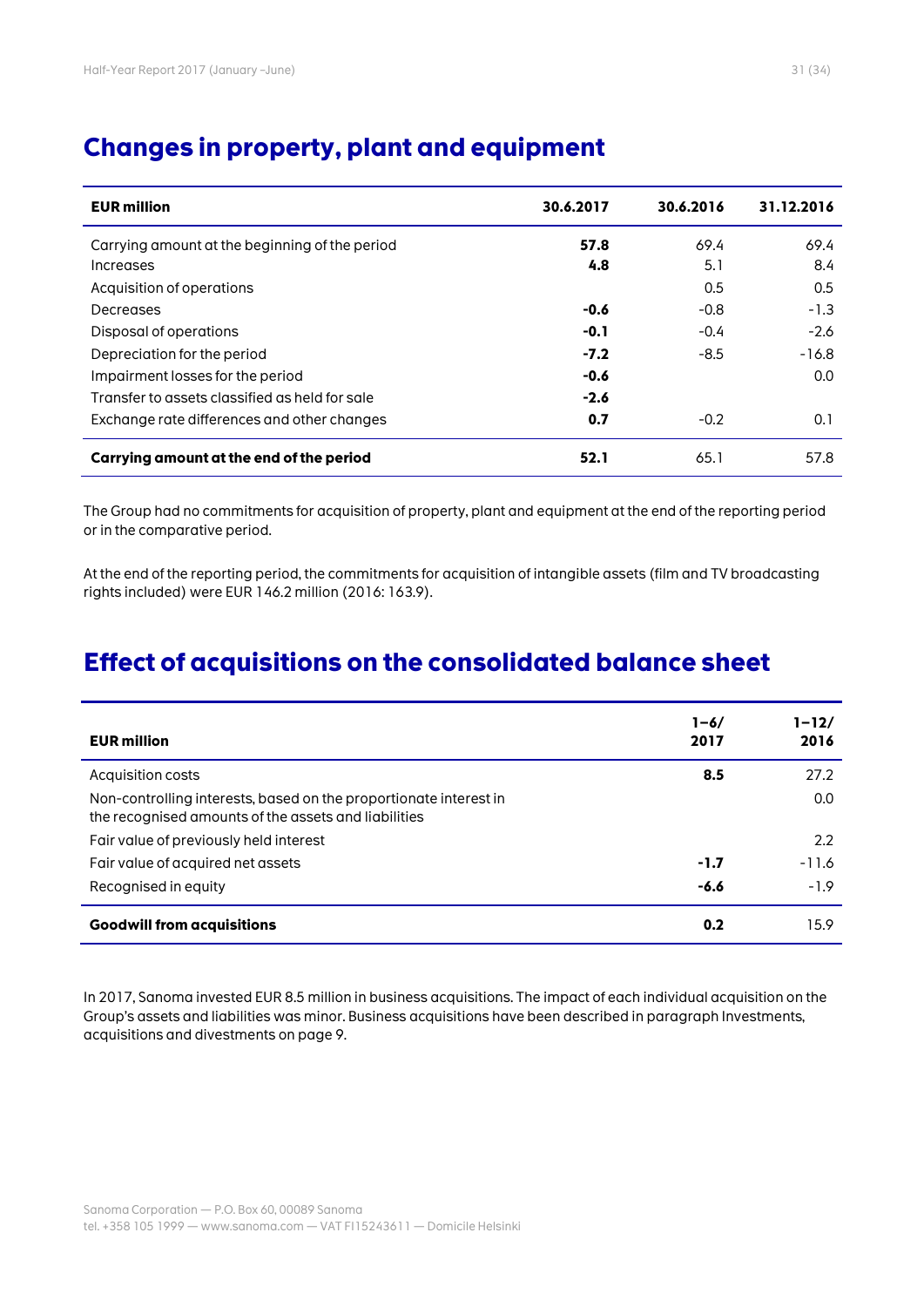## Changes in property, plant and equipment

| EUR million | 30.6.2017 | 30.6.2016 | 31.12.2016 |
|---|---|---|---|
| Carrying amount at the beginning of the period | **57.8** | 69.4 | 69.4 |
| Increases | **4.8** | 5.1 | 8.4 |
| Acquisition of operations | | 0.5 | 0.5 |
| Decreases | **-0.6** | -0.8 | -1.3 |
| Disposal of operations | **-0.1** | -0.4 | -2.6 |
| Depreciation for the period | **-7.2** | -8.5 | -16.8 |
| Impairment losses for the period | **-0.6** | | 0.0 |
| Transfer to assets classified as held for sale | **-2.6** | | |
| Exchange rate differences and other changes | **0.7** | -0.2 | 0.1 |
| **Carrying amount at the end of the period** | **52.1** | 65.1 | 57.8 |

The Group had no commitments for acquisition of property, plant and equipment at the end of the reporting period or in the comparative period.

At the end of the reporting period, the commitments for acquisition of intangible assets (film and TV broadcasting rights included) were EUR 146.2 million (2016: 163.9).

## Effect of acquisitions on the consolidated balance sheet

| EUR million | 1–6/ 2017 | 1–12/ 2016 |
|---|---|---|
| Acquisition costs | **8.5** | 27.2 |
| Non-controlling interests, based on the proportionate interest in the recognised amounts of the assets and liabilities | | 0.0 |
| Fair value of previously held interest | | 2.2 |
| Fair value of acquired net assets | **-1.7** | -11.6 |
| Recognised in equity | **-6.6** | -1.9 |
| **Goodwill from acquisitions** | **0.2** | 15.9 |

In 2017, Sanoma invested EUR 8.5 million in business acquisitions. The impact of each individual acquisition on the Group's assets and liabilities was minor. Business acquisitions have been described in paragraph Investments, acquisitions and divestments on page 9.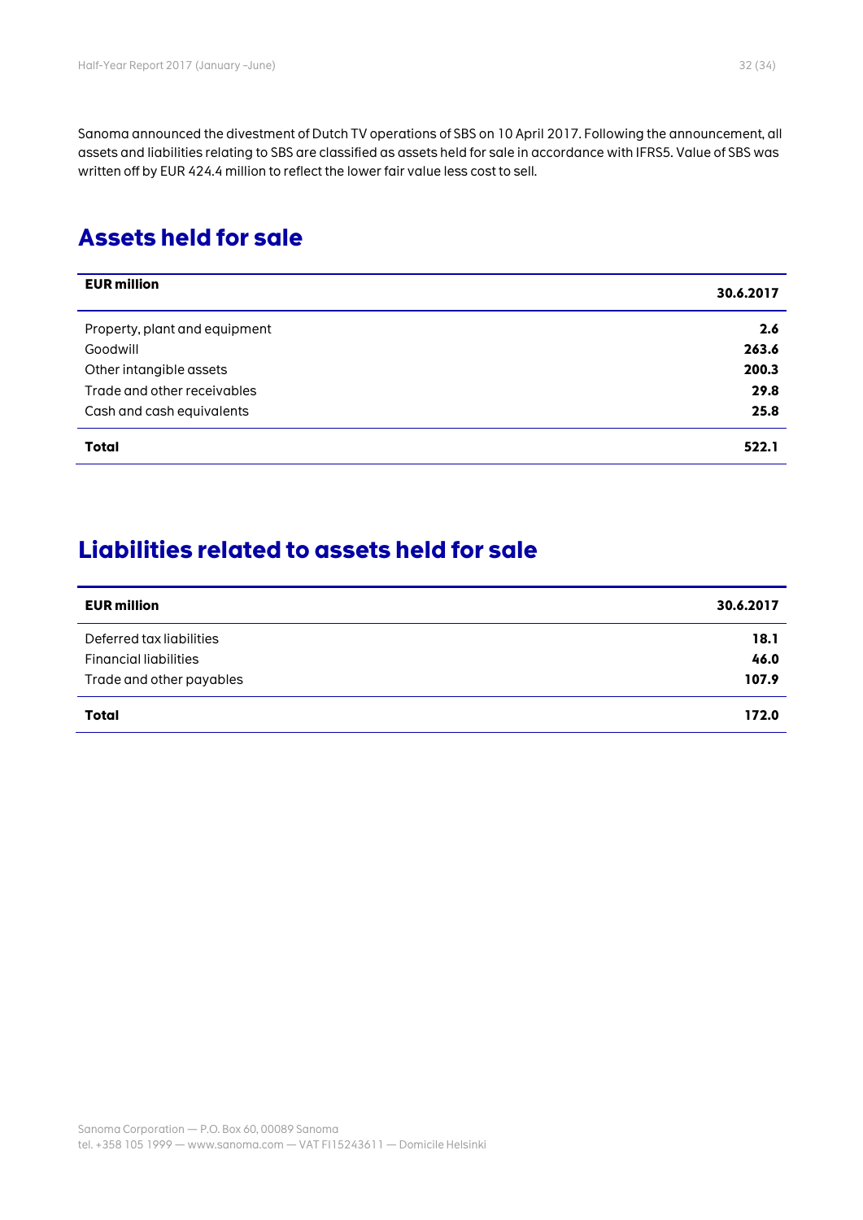Sanoma announced the divestment of Dutch TV operations of SBS on 10 April 2017. Following the announcement, all assets and liabilities relating to SBS are classified as assets held for sale in accordance with IFRS5. Value of SBS was written off by EUR 424.4 million to reflect the lower fair value less cost to sell.

## Assets held for sale

| EUR million | 30.6.2017 |
|---|---|
| Property, plant and equipment | **2.6** |
| Goodwill | **263.6** |
| Other intangible assets | **200.3** |
| Trade and other receivables | **29.8** |
| Cash and cash equivalents | **25.8** |
| **Total** | **522.1** |

## Liabilities related to assets held for sale

| EUR million | 30.6.2017 |
|---|---|
| Deferred tax liabilities | **18.1** |
| Financial liabilities | **46.0** |
| Trade and other payables | **107.9** |
| **Total** | **172.0** |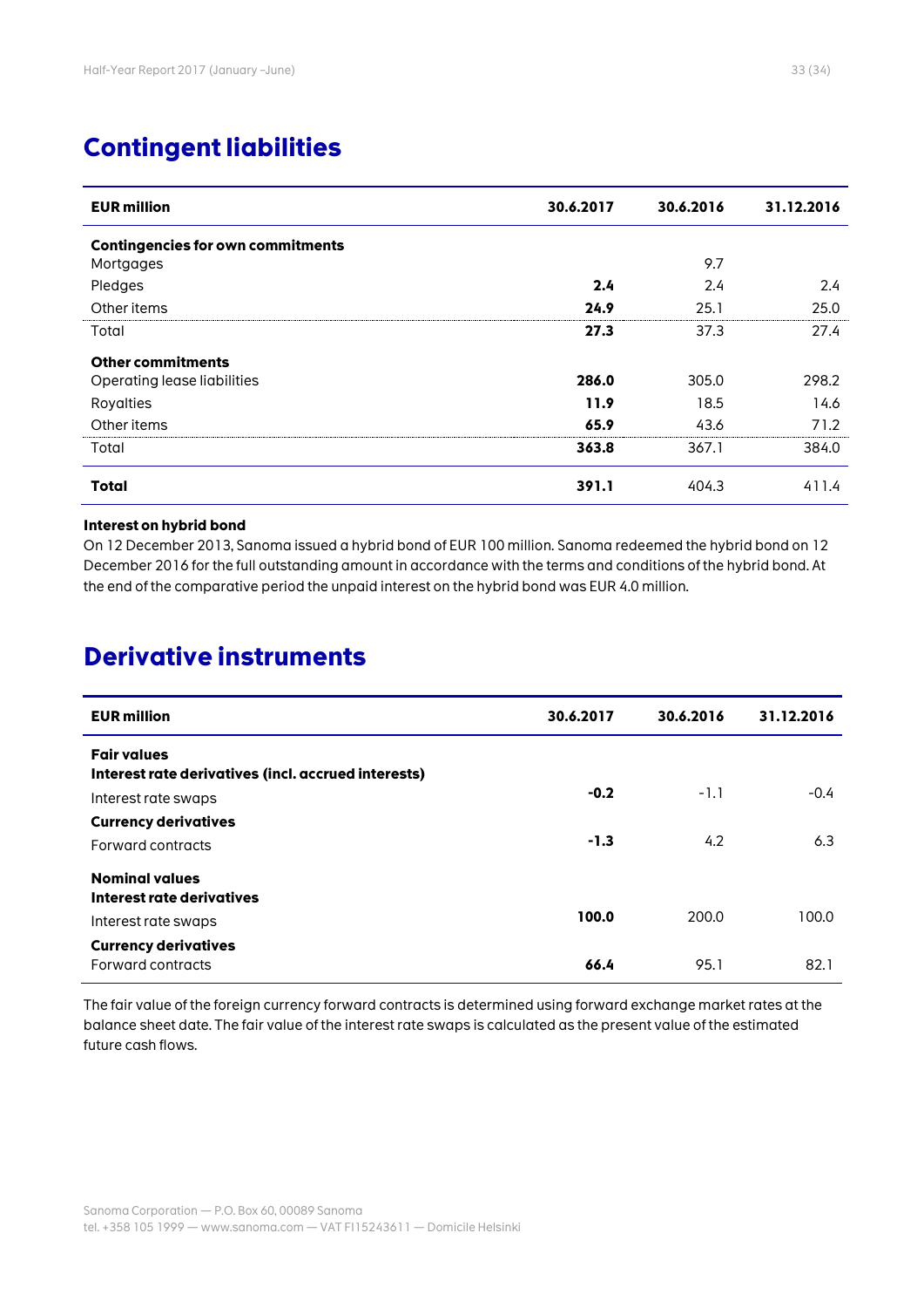## Contingent liabilities

| EUR million | 30.6.2017 | 30.6.2016 | 31.12.2016 |
|---|---|---|---|
| **Contingencies for own commitments** | | | |
| Mortgages | | 9.7 | |
| Pledges | **2.4** | 2.4 | 2.4 |
| Other items | **24.9** | 25.1 | 25.0 |
| Total | **27.3** | 37.3 | 27.4 |
| **Other commitments** | | | |
| Operating lease liabilities | **286.0** | 305.0 | 298.2 |
| Royalties | **11.9** | 18.5 | 14.6 |
| Other items | **65.9** | 43.6 | 71.2 |
| Total | **363.8** | 367.1 | 384.0 |
| **Total** | **391.1** | 404.3 | 411.4 |

**Interest on hybrid bond**

On 12 December 2013, Sanoma issued a hybrid bond of EUR 100 million. Sanoma redeemed the hybrid bond on 12 December 2016 for the full outstanding amount in accordance with the terms and conditions of the hybrid bond. At the end of the comparative period the unpaid interest on the hybrid bond was EUR 4.0 million.

## Derivative instruments

| EUR million | 30.6.2017 | 30.6.2016 | 31.12.2016 |
|---|---|---|---|
| **Fair values** | | | |
| **Interest rate derivatives (incl. accrued interests)** | | | |
| Interest rate swaps | **-0.2** | -1.1 | -0.4 |
| **Currency derivatives** | | | |
| Forward contracts | **-1.3** | 4.2 | 6.3 |
| **Nominal values** | | | |
| **Interest rate derivatives** | | | |
| Interest rate swaps | **100.0** | 200.0 | 100.0 |
| **Currency derivatives** | | | |
| Forward contracts | **66.4** | 95.1 | 82.1 |

The fair value of the foreign currency forward contracts is determined using forward exchange market rates at the balance sheet date. The fair value of the interest rate swaps is calculated as the present value of the estimated future cash flows.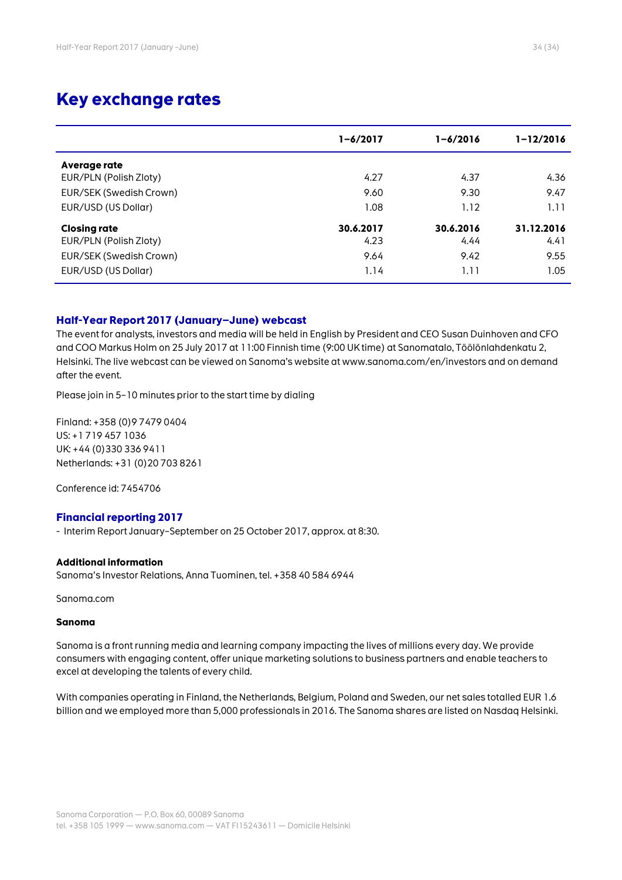## Key exchange rates

| | 1–6/2017 | 1–6/2016 | 1–12/2016 |
|---|---|---|---|
| **Average rate** | | | |
| EUR/PLN (Polish Zloty) | 4.27 | 4.37 | 4.36 |
| EUR/SEK (Swedish Crown) | 9.60 | 9.30 | 9.47 |
| EUR/USD (US Dollar) | 1.08 | 1.12 | 1.11 |
| **Closing rate** | **30.6.2017** | **30.6.2016** | **31.12.2016** |
| EUR/PLN (Polish Zloty) | 4.23 | 4.44 | 4.41 |
| EUR/SEK (Swedish Crown) | 9.64 | 9.42 | 9.55 |
| EUR/USD (US Dollar) | 1.14 | 1.11 | 1.05 |

### Half-Year Report 2017 (January–June) webcast

The event for analysts, investors and media will be held in English by President and CEO Susan Duinhoven and CFO and COO Markus Holm on 25 July 2017 at 11:00 Finnish time (9:00 UK time) at Sanomatalo, Töölönlahdenkatu 2, Helsinki. The live webcast can be viewed on Sanoma's website at www.sanoma.com/en/investors and on demand after the event.

Please join in 5–10 minutes prior to the start time by dialing

Finland: +358 (0)9 7479 0404
US: +1 719 457 1036
UK: +44 (0)330 336 9411
Netherlands: +31 (0)20 703 8261

Conference id: 7454706

### Financial reporting 2017

- Interim Report January–September on 25 October 2017, approx. at 8:30.

**Additional information**
Sanoma's Investor Relations, Anna Tuominen, tel. +358 40 584 6944

Sanoma.com

**Sanoma**

Sanoma is a front running media and learning company impacting the lives of millions every day. We provide consumers with engaging content, offer unique marketing solutions to business partners and enable teachers to excel at developing the talents of every child.

With companies operating in Finland, the Netherlands, Belgium, Poland and Sweden, our net sales totalled EUR 1.6 billion and we employed more than 5,000 professionals in 2016. The Sanoma shares are listed on Nasdaq Helsinki.

Sanoma Corporation — P.O. Box 60, 00089 Sanoma
tel. +358 105 1999 — www.sanoma.com — VAT FI15243611 — Domicile Helsinki